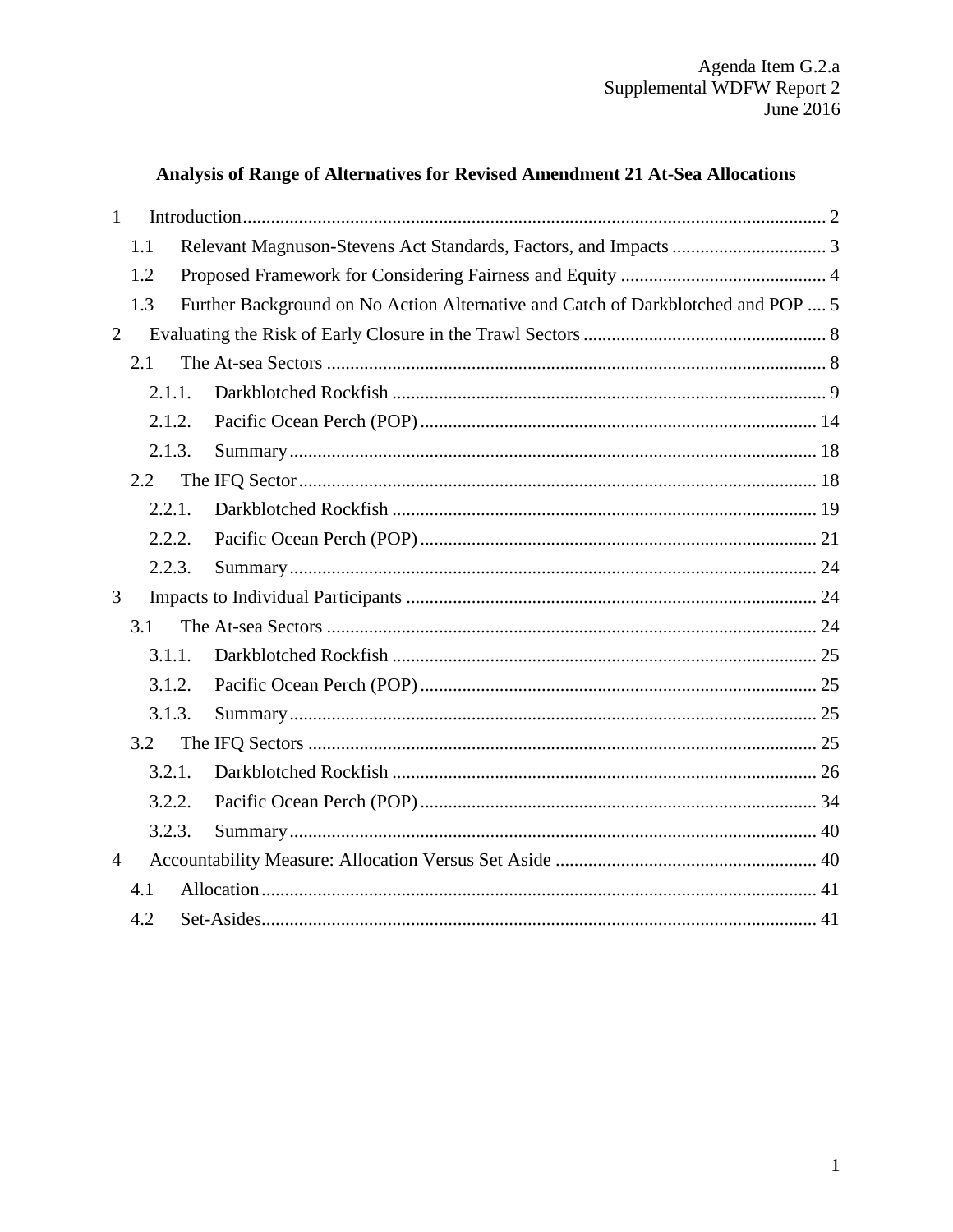Agenda Item G.2.a
Supplemental WDFW Report 2
June 2016

# Analysis of Range of Alternatives for Revised Amendment 21 At-Sea Allocations

1 Introduction ........ 2
  1.1 Relevant Magnuson-Stevens Act Standards, Factors, and Impacts ........ 3
  1.2 Proposed Framework for Considering Fairness and Equity ........ 4
  1.3 Further Background on No Action Alternative and Catch of Darkblotched and POP .... 5
2 Evaluating the Risk of Early Closure in the Trawl Sectors ........ 8
  2.1 The At-sea Sectors ........ 8
    2.1.1. Darkblotched Rockfish ........ 9
    2.1.2. Pacific Ocean Perch (POP) ........ 14
    2.1.3. Summary ........ 18
  2.2 The IFQ Sector ........ 18
    2.2.1. Darkblotched Rockfish ........ 19
    2.2.2. Pacific Ocean Perch (POP) ........ 21
    2.2.3. Summary ........ 24
3 Impacts to Individual Participants ........ 24
  3.1 The At-sea Sectors ........ 24
    3.1.1. Darkblotched Rockfish ........ 25
    3.1.2. Pacific Ocean Perch (POP) ........ 25
    3.1.3. Summary ........ 25
  3.2 The IFQ Sectors ........ 25
    3.2.1. Darkblotched Rockfish ........ 26
    3.2.2. Pacific Ocean Perch (POP) ........ 34
    3.2.3. Summary ........ 40
4 Accountability Measure: Allocation Versus Set Aside ........ 40
  4.1 Allocation ........ 41
  4.2 Set-Asides ........ 41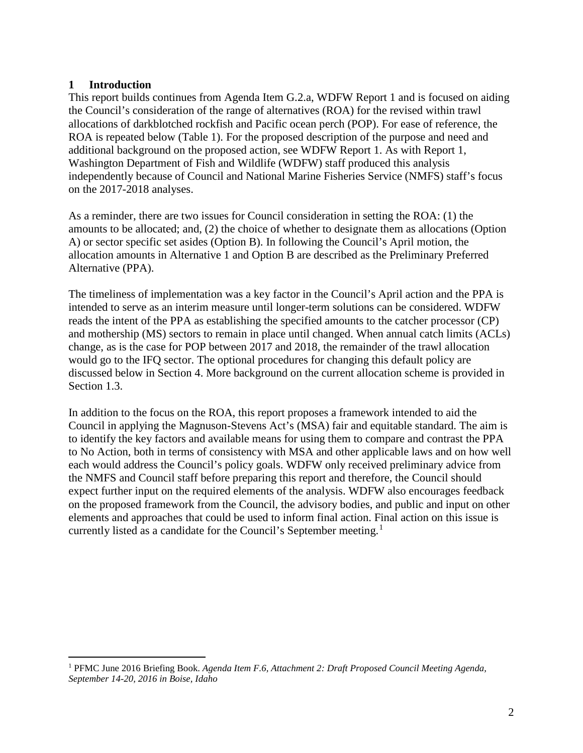## 1 Introduction

This report builds continues from Agenda Item G.2.a, WDFW Report 1 and is focused on aiding the Council's consideration of the range of alternatives (ROA) for the revised within trawl allocations of darkblotched rockfish and Pacific ocean perch (POP). For ease of reference, the ROA is repeated below (Table 1). For the proposed description of the purpose and need and additional background on the proposed action, see WDFW Report 1. As with Report 1, Washington Department of Fish and Wildlife (WDFW) staff produced this analysis independently because of Council and National Marine Fisheries Service (NMFS) staff's focus on the 2017-2018 analyses.

As a reminder, there are two issues for Council consideration in setting the ROA: (1) the amounts to be allocated; and, (2) the choice of whether to designate them as allocations (Option A) or sector specific set asides (Option B). In following the Council's April motion, the allocation amounts in Alternative 1 and Option B are described as the Preliminary Preferred Alternative (PPA).

The timeliness of implementation was a key factor in the Council's April action and the PPA is intended to serve as an interim measure until longer-term solutions can be considered. WDFW reads the intent of the PPA as establishing the specified amounts to the catcher processor (CP) and mothership (MS) sectors to remain in place until changed. When annual catch limits (ACLs) change, as is the case for POP between 2017 and 2018, the remainder of the trawl allocation would go to the IFQ sector. The optional procedures for changing this default policy are discussed below in Section 4. More background on the current allocation scheme is provided in Section 1.3.

In addition to the focus on the ROA, this report proposes a framework intended to aid the Council in applying the Magnuson-Stevens Act's (MSA) fair and equitable standard. The aim is to identify the key factors and available means for using them to compare and contrast the PPA to No Action, both in terms of consistency with MSA and other applicable laws and on how well each would address the Council's policy goals. WDFW only received preliminary advice from the NMFS and Council staff before preparing this report and therefore, the Council should expect further input on the required elements of the analysis. WDFW also encourages feedback on the proposed framework from the Council, the advisory bodies, and public and input on other elements and approaches that could be used to inform final action. Final action on this issue is currently listed as a candidate for the Council's September meeting.[1]

---

[1] PFMC June 2016 Briefing Book. *Agenda Item F.6, Attachment 2: Draft Proposed Council Meeting Agenda, September 14-20, 2016 in Boise, Idaho*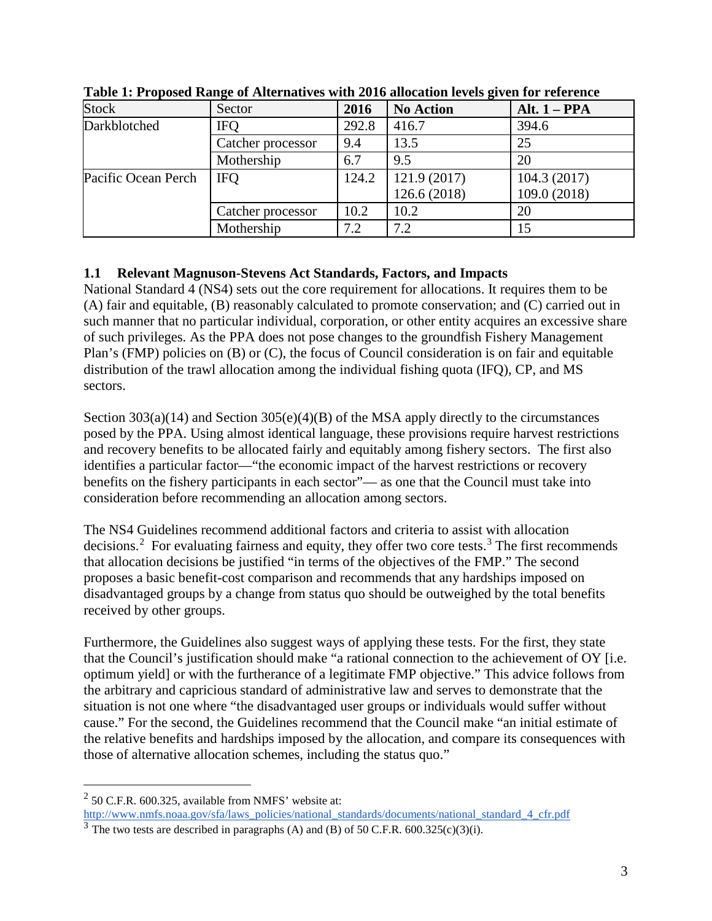**Table 1: Proposed Range of Alternatives with 2016 allocation levels given for reference**

| Stock | Sector | 2016 | No Action | Alt. 1 – PPA |
|---|---|---|---|---|
| Darkblotched | IFQ | 292.8 | 416.7 | 394.6 |
| | Catcher processor | 9.4 | 13.5 | 25 |
| | Mothership | 6.7 | 9.5 | 20 |
| Pacific Ocean Perch | IFQ | 124.2 | 121.9 (2017) 126.6 (2018) | 104.3 (2017) 109.0 (2018) |
| | Catcher processor | 10.2 | 10.2 | 20 |
| | Mothership | 7.2 | 7.2 | 15 |

### 1.1 Relevant Magnuson-Stevens Act Standards, Factors, and Impacts

National Standard 4 (NS4) sets out the core requirement for allocations. It requires them to be (A) fair and equitable, (B) reasonably calculated to promote conservation; and (C) carried out in such manner that no particular individual, corporation, or other entity acquires an excessive share of such privileges. As the PPA does not pose changes to the groundfish Fishery Management Plan's (FMP) policies on (B) or (C), the focus of Council consideration is on fair and equitable distribution of the trawl allocation among the individual fishing quota (IFQ), CP, and MS sectors.

Section 303(a)(14) and Section 305(e)(4)(B) of the MSA apply directly to the circumstances posed by the PPA. Using almost identical language, these provisions require harvest restrictions and recovery benefits to be allocated fairly and equitably among fishery sectors. The first also identifies a particular factor—"the economic impact of the harvest restrictions or recovery benefits on the fishery participants in each sector"— as one that the Council must take into consideration before recommending an allocation among sectors.

The NS4 Guidelines recommend additional factors and criteria to assist with allocation decisions.[2] For evaluating fairness and equity, they offer two core tests.[3] The first recommends that allocation decisions be justified "in terms of the objectives of the FMP." The second proposes a basic benefit-cost comparison and recommends that any hardships imposed on disadvantaged groups by a change from status quo should be outweighed by the total benefits received by other groups.

Furthermore, the Guidelines also suggest ways of applying these tests. For the first, they state that the Council's justification should make "a rational connection to the achievement of OY [i.e. optimum yield] or with the furtherance of a legitimate FMP objective." This advice follows from the arbitrary and capricious standard of administrative law and serves to demonstrate that the situation is not one where "the disadvantaged user groups or individuals would suffer without cause." For the second, the Guidelines recommend that the Council make "an initial estimate of the relative benefits and hardships imposed by the allocation, and compare its consequences with those of alternative allocation schemes, including the status quo."

---

[2] 50 C.F.R. 600.325, available from NMFS' website at: http://www.nmfs.noaa.gov/sfa/laws_policies/national_standards/documents/national_standard_4_cfr.pdf

[3] The two tests are described in paragraphs (A) and (B) of 50 C.F.R. 600.325(c)(3)(i).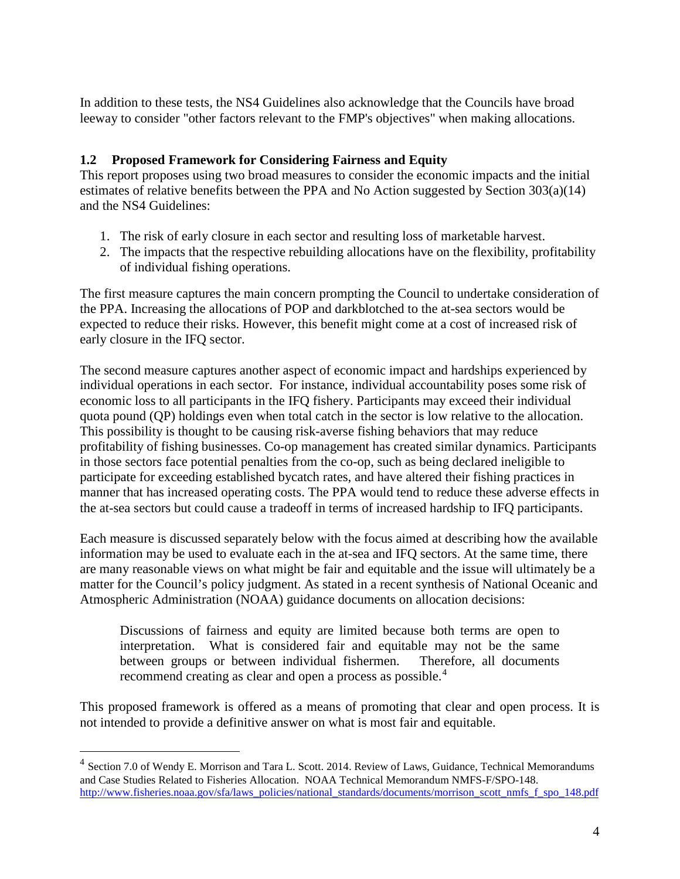In addition to these tests, the NS4 Guidelines also acknowledge that the Councils have broad leeway to consider "other factors relevant to the FMP's objectives" when making allocations.

## 1.2 Proposed Framework for Considering Fairness and Equity

This report proposes using two broad measures to consider the economic impacts and the initial estimates of relative benefits between the PPA and No Action suggested by Section 303(a)(14) and the NS4 Guidelines:

1. The risk of early closure in each sector and resulting loss of marketable harvest.
2. The impacts that the respective rebuilding allocations have on the flexibility, profitability of individual fishing operations.

The first measure captures the main concern prompting the Council to undertake consideration of the PPA. Increasing the allocations of POP and darkblotched to the at-sea sectors would be expected to reduce their risks. However, this benefit might come at a cost of increased risk of early closure in the IFQ sector.

The second measure captures another aspect of economic impact and hardships experienced by individual operations in each sector. For instance, individual accountability poses some risk of economic loss to all participants in the IFQ fishery. Participants may exceed their individual quota pound (QP) holdings even when total catch in the sector is low relative to the allocation. This possibility is thought to be causing risk-averse fishing behaviors that may reduce profitability of fishing businesses. Co-op management has created similar dynamics. Participants in those sectors face potential penalties from the co-op, such as being declared ineligible to participate for exceeding established bycatch rates, and have altered their fishing practices in manner that has increased operating costs. The PPA would tend to reduce these adverse effects in the at-sea sectors but could cause a tradeoff in terms of increased hardship to IFQ participants.

Each measure is discussed separately below with the focus aimed at describing how the available information may be used to evaluate each in the at-sea and IFQ sectors. At the same time, there are many reasonable views on what might be fair and equitable and the issue will ultimately be a matter for the Council's policy judgment. As stated in a recent synthesis of National Oceanic and Atmospheric Administration (NOAA) guidance documents on allocation decisions:

> Discussions of fairness and equity are limited because both terms are open to interpretation. What is considered fair and equitable may not be the same between groups or between individual fishermen. Therefore, all documents recommend creating as clear and open a process as possible.[4]

This proposed framework is offered as a means of promoting that clear and open process. It is not intended to provide a definitive answer on what is most fair and equitable.

---

[4] Section 7.0 of Wendy E. Morrison and Tara L. Scott. 2014. Review of Laws, Guidance, Technical Memorandums and Case Studies Related to Fisheries Allocation. NOAA Technical Memorandum NMFS-F/SPO-148. http://www.fisheries.noaa.gov/sfa/laws_policies/national_standards/documents/morrison_scott_nmfs_f_spo_148.pdf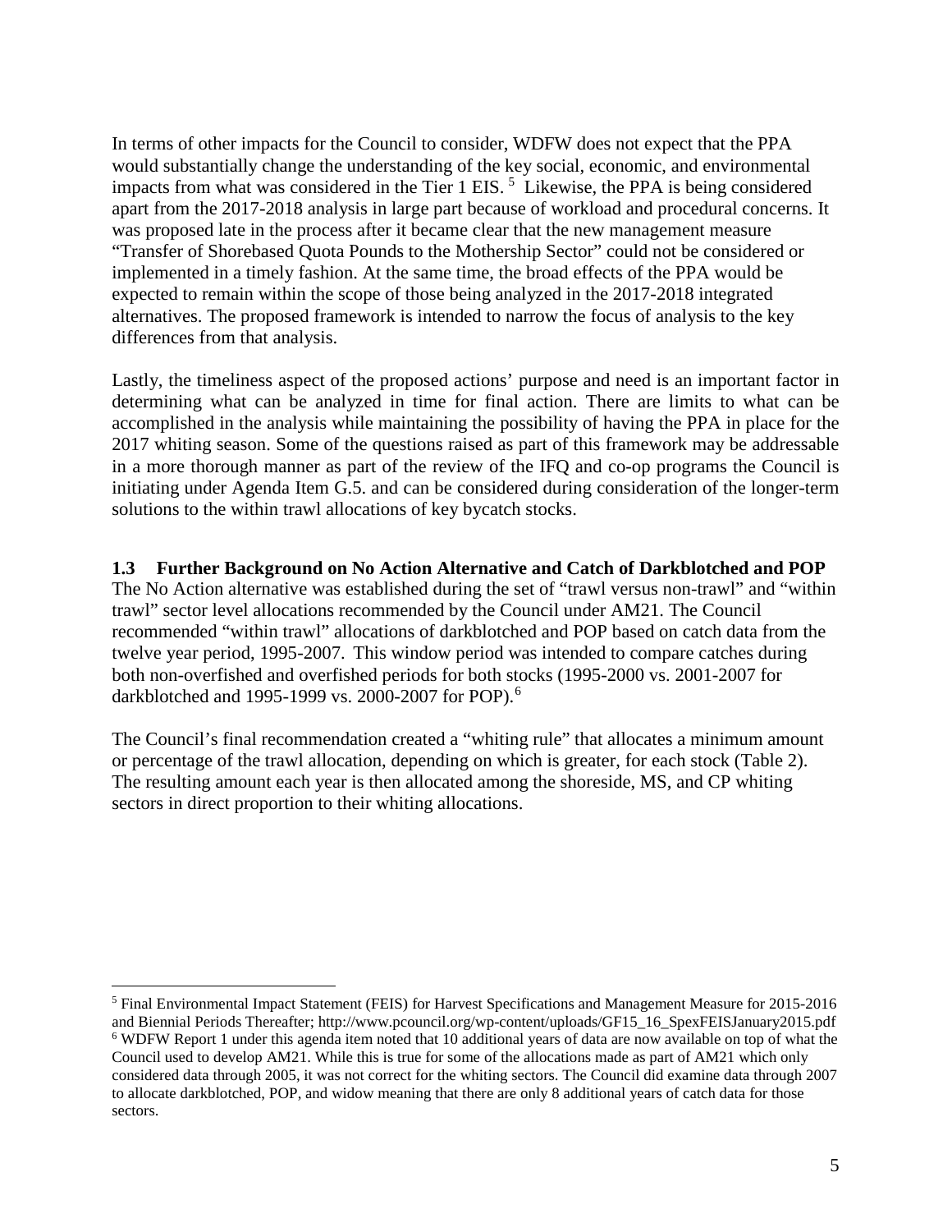In terms of other impacts for the Council to consider, WDFW does not expect that the PPA would substantially change the understanding of the key social, economic, and environmental impacts from what was considered in the Tier 1 EIS. [5] Likewise, the PPA is being considered apart from the 2017-2018 analysis in large part because of workload and procedural concerns. It was proposed late in the process after it became clear that the new management measure "Transfer of Shorebased Quota Pounds to the Mothership Sector" could not be considered or implemented in a timely fashion. At the same time, the broad effects of the PPA would be expected to remain within the scope of those being analyzed in the 2017-2018 integrated alternatives. The proposed framework is intended to narrow the focus of analysis to the key differences from that analysis.

Lastly, the timeliness aspect of the proposed actions' purpose and need is an important factor in determining what can be analyzed in time for final action. There are limits to what can be accomplished in the analysis while maintaining the possibility of having the PPA in place for the 2017 whiting season. Some of the questions raised as part of this framework may be addressable in a more thorough manner as part of the review of the IFQ and co-op programs the Council is initiating under Agenda Item G.5. and can be considered during consideration of the longer-term solutions to the within trawl allocations of key bycatch stocks.

### 1.3 Further Background on No Action Alternative and Catch of Darkblotched and POP

The No Action alternative was established during the set of "trawl versus non-trawl" and "within trawl" sector level allocations recommended by the Council under AM21. The Council recommended "within trawl" allocations of darkblotched and POP based on catch data from the twelve year period, 1995-2007. This window period was intended to compare catches during both non-overfished and overfished periods for both stocks (1995-2000 vs. 2001-2007 for darkblotched and 1995-1999 vs. 2000-2007 for POP).[6]

The Council's final recommendation created a "whiting rule" that allocates a minimum amount or percentage of the trawl allocation, depending on which is greater, for each stock (Table 2). The resulting amount each year is then allocated among the shoreside, MS, and CP whiting sectors in direct proportion to their whiting allocations.

---

[5] Final Environmental Impact Statement (FEIS) for Harvest Specifications and Management Measure for 2015-2016 and Biennial Periods Thereafter; http://www.pcouncil.org/wp-content/uploads/GF15_16_SpexFEISJanuary2015.pdf

[6] WDFW Report 1 under this agenda item noted that 10 additional years of data are now available on top of what the Council used to develop AM21. While this is true for some of the allocations made as part of AM21 which only considered data through 2005, it was not correct for the whiting sectors. The Council did examine data through 2007 to allocate darkblotched, POP, and widow meaning that there are only 8 additional years of catch data for those sectors.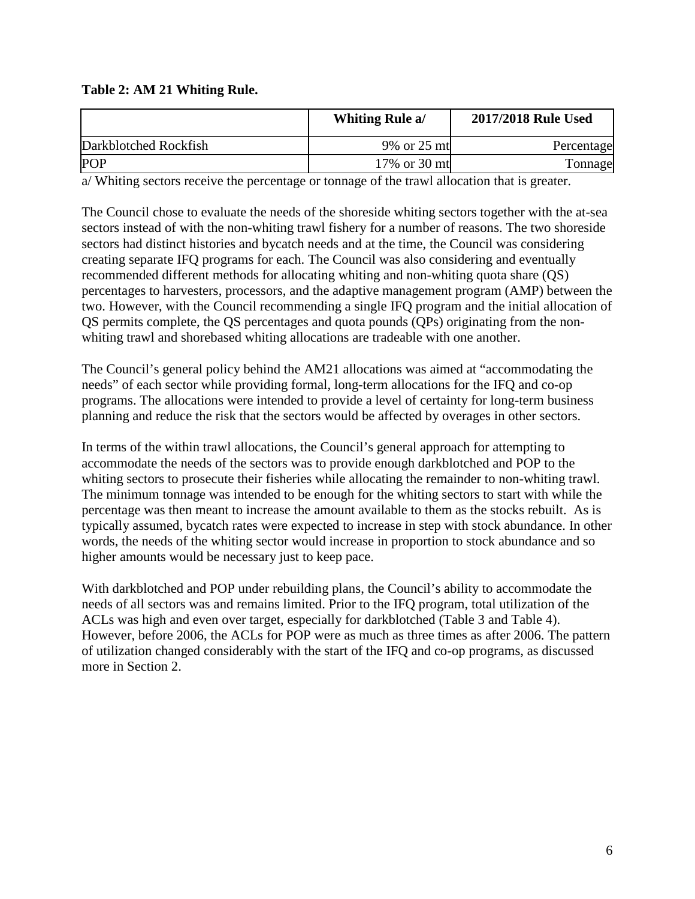**Table 2: AM 21 Whiting Rule.**

| | Whiting Rule a/ | 2017/2018 Rule Used |
|---|---|---|
| Darkblotched Rockfish | 9% or 25 mt | Percentage |
| POP | 17% or 30 mt | Tonnage |

a/ Whiting sectors receive the percentage or tonnage of the trawl allocation that is greater.

The Council chose to evaluate the needs of the shoreside whiting sectors together with the at-sea sectors instead of with the non-whiting trawl fishery for a number of reasons. The two shoreside sectors had distinct histories and bycatch needs and at the time, the Council was considering creating separate IFQ programs for each. The Council was also considering and eventually recommended different methods for allocating whiting and non-whiting quota share (QS) percentages to harvesters, processors, and the adaptive management program (AMP) between the two. However, with the Council recommending a single IFQ program and the initial allocation of QS permits complete, the QS percentages and quota pounds (QPs) originating from the non-whiting trawl and shorebased whiting allocations are tradeable with one another.

The Council's general policy behind the AM21 allocations was aimed at "accommodating the needs" of each sector while providing formal, long-term allocations for the IFQ and co-op programs. The allocations were intended to provide a level of certainty for long-term business planning and reduce the risk that the sectors would be affected by overages in other sectors.

In terms of the within trawl allocations, the Council's general approach for attempting to accommodate the needs of the sectors was to provide enough darkblotched and POP to the whiting sectors to prosecute their fisheries while allocating the remainder to non-whiting trawl. The minimum tonnage was intended to be enough for the whiting sectors to start with while the percentage was then meant to increase the amount available to them as the stocks rebuilt. As is typically assumed, bycatch rates were expected to increase in step with stock abundance. In other words, the needs of the whiting sector would increase in proportion to stock abundance and so higher amounts would be necessary just to keep pace.

With darkblotched and POP under rebuilding plans, the Council's ability to accommodate the needs of all sectors was and remains limited. Prior to the IFQ program, total utilization of the ACLs was high and even over target, especially for darkblotched (Table 3 and Table 4). However, before 2006, the ACLs for POP were as much as three times as after 2006. The pattern of utilization changed considerably with the start of the IFQ and co-op programs, as discussed more in Section 2.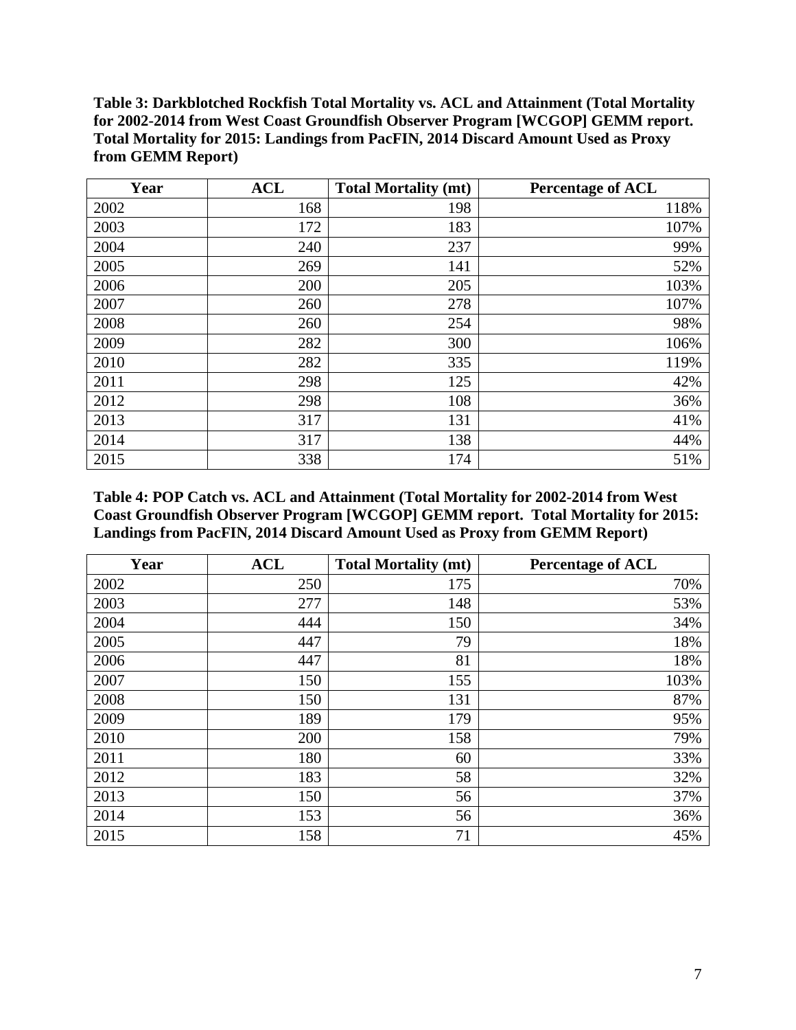**Table 3: Darkblotched Rockfish Total Mortality vs. ACL and Attainment (Total Mortality for 2002-2014 from West Coast Groundfish Observer Program [WCGOP] GEMM report. Total Mortality for 2015: Landings from PacFIN, 2014 Discard Amount Used as Proxy from GEMM Report)**

| Year | ACL | Total Mortality (mt) | Percentage of ACL |
|---|---|---|---|
| 2002 | 168 | 198 | 118% |
| 2003 | 172 | 183 | 107% |
| 2004 | 240 | 237 | 99% |
| 2005 | 269 | 141 | 52% |
| 2006 | 200 | 205 | 103% |
| 2007 | 260 | 278 | 107% |
| 2008 | 260 | 254 | 98% |
| 2009 | 282 | 300 | 106% |
| 2010 | 282 | 335 | 119% |
| 2011 | 298 | 125 | 42% |
| 2012 | 298 | 108 | 36% |
| 2013 | 317 | 131 | 41% |
| 2014 | 317 | 138 | 44% |
| 2015 | 338 | 174 | 51% |

**Table 4: POP Catch vs. ACL and Attainment (Total Mortality for 2002-2014 from West Coast Groundfish Observer Program [WCGOP] GEMM report. Total Mortality for 2015: Landings from PacFIN, 2014 Discard Amount Used as Proxy from GEMM Report)**

| Year | ACL | Total Mortality (mt) | Percentage of ACL |
|---|---|---|---|
| 2002 | 250 | 175 | 70% |
| 2003 | 277 | 148 | 53% |
| 2004 | 444 | 150 | 34% |
| 2005 | 447 | 79 | 18% |
| 2006 | 447 | 81 | 18% |
| 2007 | 150 | 155 | 103% |
| 2008 | 150 | 131 | 87% |
| 2009 | 189 | 179 | 95% |
| 2010 | 200 | 158 | 79% |
| 2011 | 180 | 60 | 33% |
| 2012 | 183 | 58 | 32% |
| 2013 | 150 | 56 | 37% |
| 2014 | 153 | 56 | 36% |
| 2015 | 158 | 71 | 45% |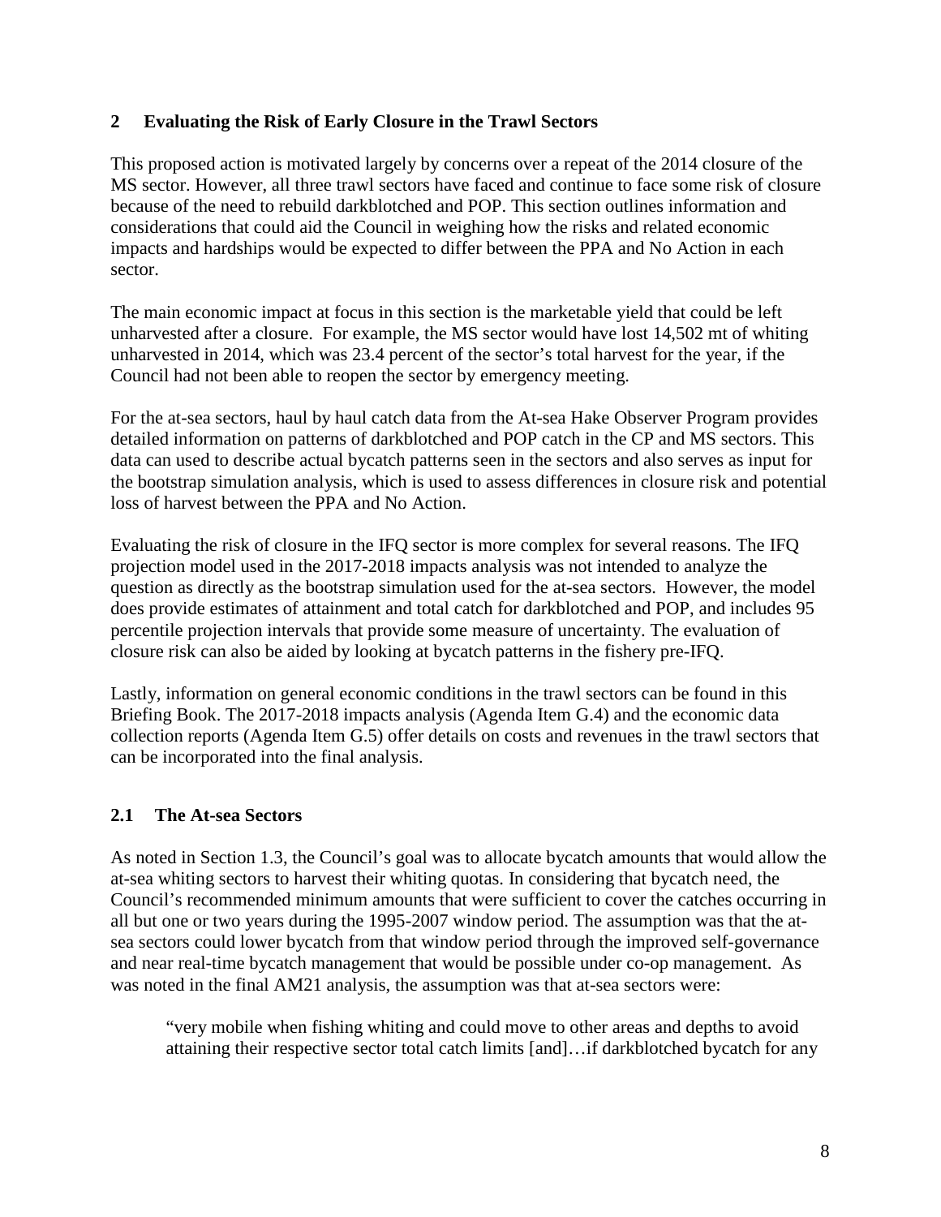## 2 Evaluating the Risk of Early Closure in the Trawl Sectors

This proposed action is motivated largely by concerns over a repeat of the 2014 closure of the MS sector. However, all three trawl sectors have faced and continue to face some risk of closure because of the need to rebuild darkblotched and POP. This section outlines information and considerations that could aid the Council in weighing how the risks and related economic impacts and hardships would be expected to differ between the PPA and No Action in each sector.

The main economic impact at focus in this section is the marketable yield that could be left unharvested after a closure. For example, the MS sector would have lost 14,502 mt of whiting unharvested in 2014, which was 23.4 percent of the sector's total harvest for the year, if the Council had not been able to reopen the sector by emergency meeting.

For the at-sea sectors, haul by haul catch data from the At-sea Hake Observer Program provides detailed information on patterns of darkblotched and POP catch in the CP and MS sectors. This data can used to describe actual bycatch patterns seen in the sectors and also serves as input for the bootstrap simulation analysis, which is used to assess differences in closure risk and potential loss of harvest between the PPA and No Action.

Evaluating the risk of closure in the IFQ sector is more complex for several reasons. The IFQ projection model used in the 2017-2018 impacts analysis was not intended to analyze the question as directly as the bootstrap simulation used for the at-sea sectors. However, the model does provide estimates of attainment and total catch for darkblotched and POP, and includes 95 percentile projection intervals that provide some measure of uncertainty. The evaluation of closure risk can also be aided by looking at bycatch patterns in the fishery pre-IFQ.

Lastly, information on general economic conditions in the trawl sectors can be found in this Briefing Book. The 2017-2018 impacts analysis (Agenda Item G.4) and the economic data collection reports (Agenda Item G.5) offer details on costs and revenues in the trawl sectors that can be incorporated into the final analysis.

### 2.1 The At-sea Sectors

As noted in Section 1.3, the Council's goal was to allocate bycatch amounts that would allow the at-sea whiting sectors to harvest their whiting quotas. In considering that bycatch need, the Council's recommended minimum amounts that were sufficient to cover the catches occurring in all but one or two years during the 1995-2007 window period. The assumption was that the at-sea sectors could lower bycatch from that window period through the improved self-governance and near real-time bycatch management that would be possible under co-op management. As was noted in the final AM21 analysis, the assumption was that at-sea sectors were:

> "very mobile when fishing whiting and could move to other areas and depths to avoid attaining their respective sector total catch limits [and]…if darkblotched bycatch for any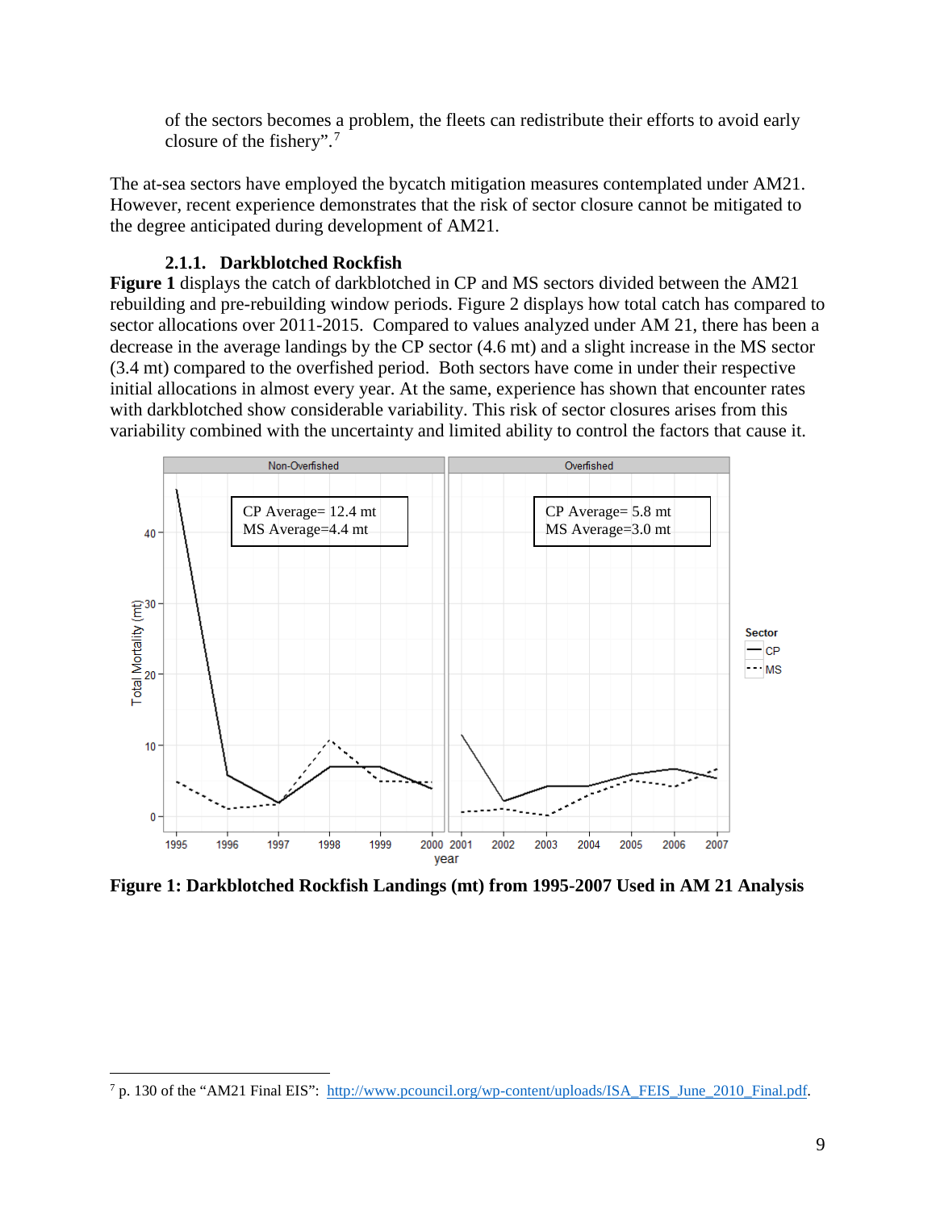of the sectors becomes a problem, the fleets can redistribute their efforts to avoid early closure of the fishery".[7]

The at-sea sectors have employed the bycatch mitigation measures contemplated under AM21. However, recent experience demonstrates that the risk of sector closure cannot be mitigated to the degree anticipated during development of AM21.

### 2.1.1. Darkblotched Rockfish

**Figure 1** displays the catch of darkblotched in CP and MS sectors divided between the AM21 rebuilding and pre-rebuilding window periods. Figure 2 displays how total catch has compared to sector allocations over 2011-2015. Compared to values analyzed under AM 21, there has been a decrease in the average landings by the CP sector (4.6 mt) and a slight increase in the MS sector (3.4 mt) compared to the overfished period. Both sectors have come in under their respective initial allocations in almost every year. At the same, experience has shown that encounter rates with darkblotched show considerable variability. This risk of sector closures arises from this variability combined with the uncertainty and limited ability to control the factors that cause it.

**Figure 1: Darkblotched Rockfish Landings (mt) from 1995-2007 Used in AM 21 Analysis**

---

[7] p. 130 of the "AM21 Final EIS": http://www.pcouncil.org/wp-content/uploads/ISA_FEIS_June_2010_Final.pdf.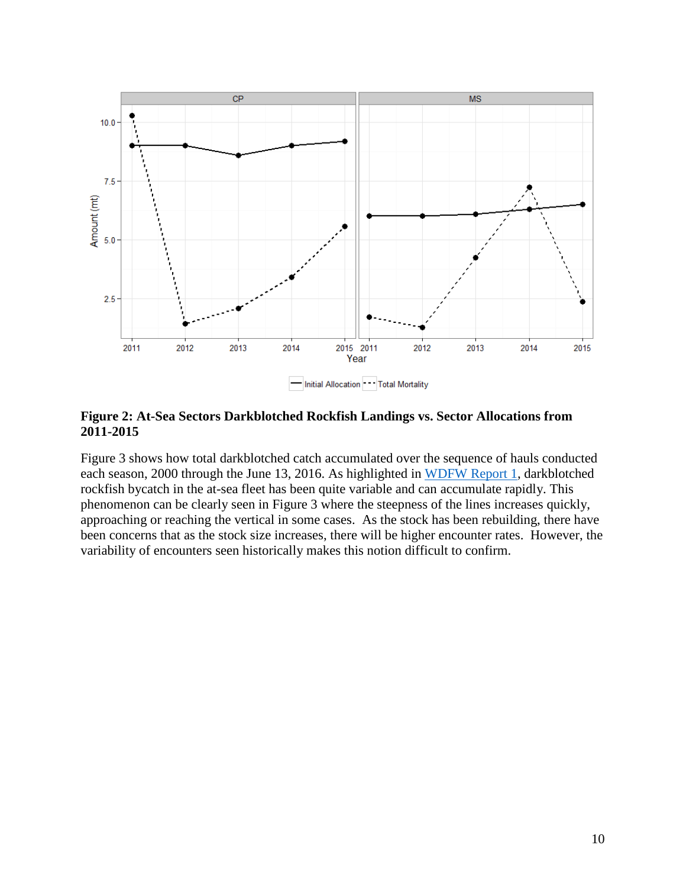**Figure 2: At-Sea Sectors Darkblotched Rockfish Landings vs. Sector Allocations from 2011-2015**

Figure 3 shows how total darkblotched catch accumulated over the sequence of hauls conducted each season, 2000 through the June 13, 2016. As highlighted in WDFW Report 1, darkblotched rockfish bycatch in the at-sea fleet has been quite variable and can accumulate rapidly. This phenomenon can be clearly seen in Figure 3 where the steepness of the lines increases quickly, approaching or reaching the vertical in some cases. As the stock has been rebuilding, there have been concerns that as the stock size increases, there will be higher encounter rates. However, the variability of encounters seen historically makes this notion difficult to confirm.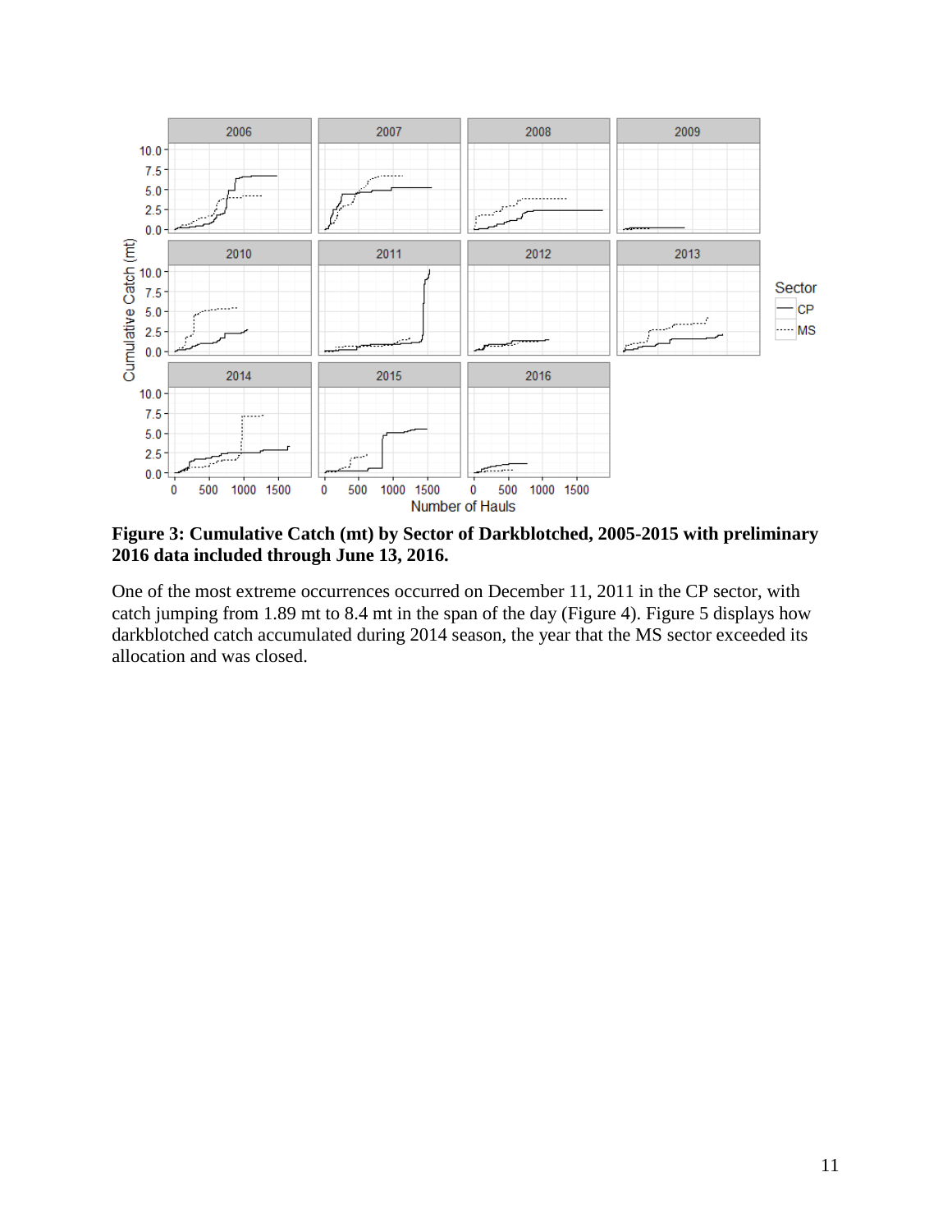**Figure 3: Cumulative Catch (mt) by Sector of Darkblotched, 2005-2015 with preliminary 2016 data included through June 13, 2016.**

One of the most extreme occurrences occurred on December 11, 2011 in the CP sector, with catch jumping from 1.89 mt to 8.4 mt in the span of the day (Figure 4). Figure 5 displays how darkblotched catch accumulated during 2014 season, the year that the MS sector exceeded its allocation and was closed.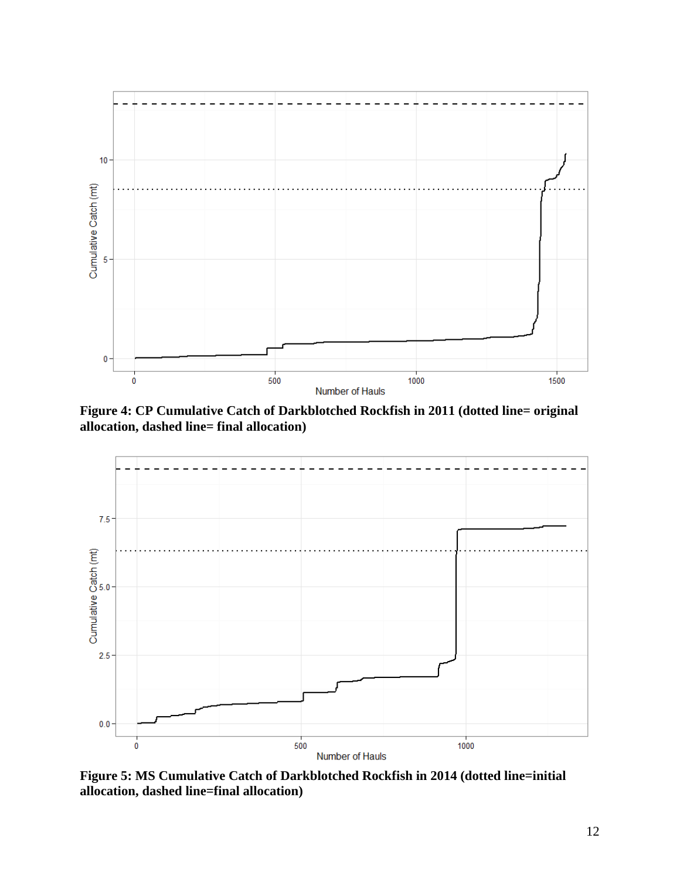**Figure 4: CP Cumulative Catch of Darkblotched Rockfish in 2011 (dotted line= original allocation, dashed line= final allocation)**

**Figure 5: MS Cumulative Catch of Darkblotched Rockfish in 2014 (dotted line=initial allocation, dashed line=final allocation)**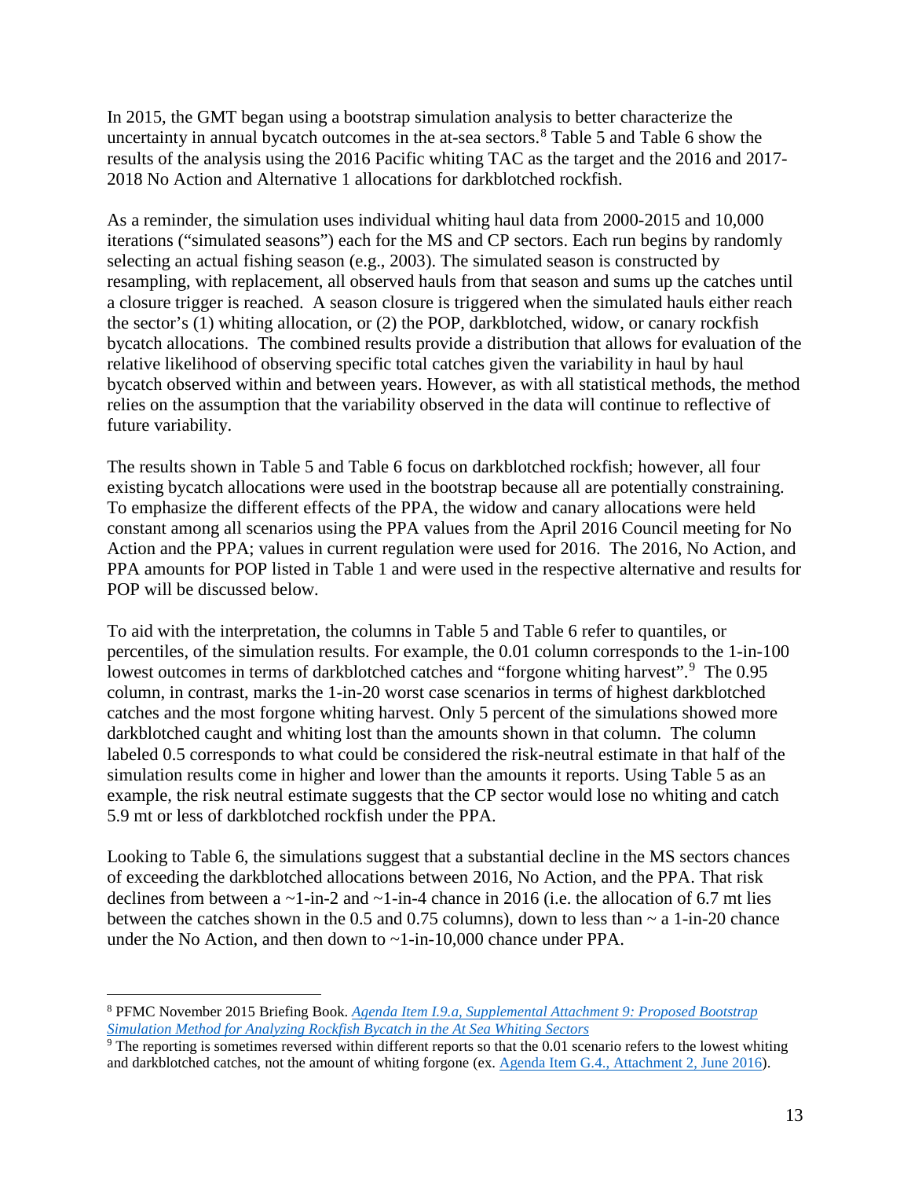In 2015, the GMT began using a bootstrap simulation analysis to better characterize the uncertainty in annual bycatch outcomes in the at-sea sectors.[8] Table 5 and Table 6 show the results of the analysis using the 2016 Pacific whiting TAC as the target and the 2016 and 2017-2018 No Action and Alternative 1 allocations for darkblotched rockfish.

As a reminder, the simulation uses individual whiting haul data from 2000-2015 and 10,000 iterations ("simulated seasons") each for the MS and CP sectors. Each run begins by randomly selecting an actual fishing season (e.g., 2003). The simulated season is constructed by resampling, with replacement, all observed hauls from that season and sums up the catches until a closure trigger is reached. A season closure is triggered when the simulated hauls either reach the sector's (1) whiting allocation, or (2) the POP, darkblotched, widow, or canary rockfish bycatch allocations. The combined results provide a distribution that allows for evaluation of the relative likelihood of observing specific total catches given the variability in haul by haul bycatch observed within and between years. However, as with all statistical methods, the method relies on the assumption that the variability observed in the data will continue to reflective of future variability.

The results shown in Table 5 and Table 6 focus on darkblotched rockfish; however, all four existing bycatch allocations were used in the bootstrap because all are potentially constraining. To emphasize the different effects of the PPA, the widow and canary allocations were held constant among all scenarios using the PPA values from the April 2016 Council meeting for No Action and the PPA; values in current regulation were used for 2016. The 2016, No Action, and PPA amounts for POP listed in Table 1 and were used in the respective alternative and results for POP will be discussed below.

To aid with the interpretation, the columns in Table 5 and Table 6 refer to quantiles, or percentiles, of the simulation results. For example, the 0.01 column corresponds to the 1-in-100 lowest outcomes in terms of darkblotched catches and "forgone whiting harvest".[9] The 0.95 column, in contrast, marks the 1-in-20 worst case scenarios in terms of highest darkblotched catches and the most forgone whiting harvest. Only 5 percent of the simulations showed more darkblotched caught and whiting lost than the amounts shown in that column. The column labeled 0.5 corresponds to what could be considered the risk-neutral estimate in that half of the simulation results come in higher and lower than the amounts it reports. Using Table 5 as an example, the risk neutral estimate suggests that the CP sector would lose no whiting and catch 5.9 mt or less of darkblotched rockfish under the PPA.

Looking to Table 6, the simulations suggest that a substantial decline in the MS sectors chances of exceeding the darkblotched allocations between 2016, No Action, and the PPA. That risk declines from between a ~1-in-2 and ~1-in-4 chance in 2016 (i.e. the allocation of 6.7 mt lies between the catches shown in the 0.5 and 0.75 columns), down to less than ~ a 1-in-20 chance under the No Action, and then down to ~1-in-10,000 chance under PPA.

---

[8] PFMC November 2015 Briefing Book. *Agenda Item I.9.a, Supplemental Attachment 9: Proposed Bootstrap Simulation Method for Analyzing Rockfish Bycatch in the At Sea Whiting Sectors*

[9] The reporting is sometimes reversed within different reports so that the 0.01 scenario refers to the lowest whiting and darkblotched catches, not the amount of whiting forgone (ex. Agenda Item G.4., Attachment 2, June 2016).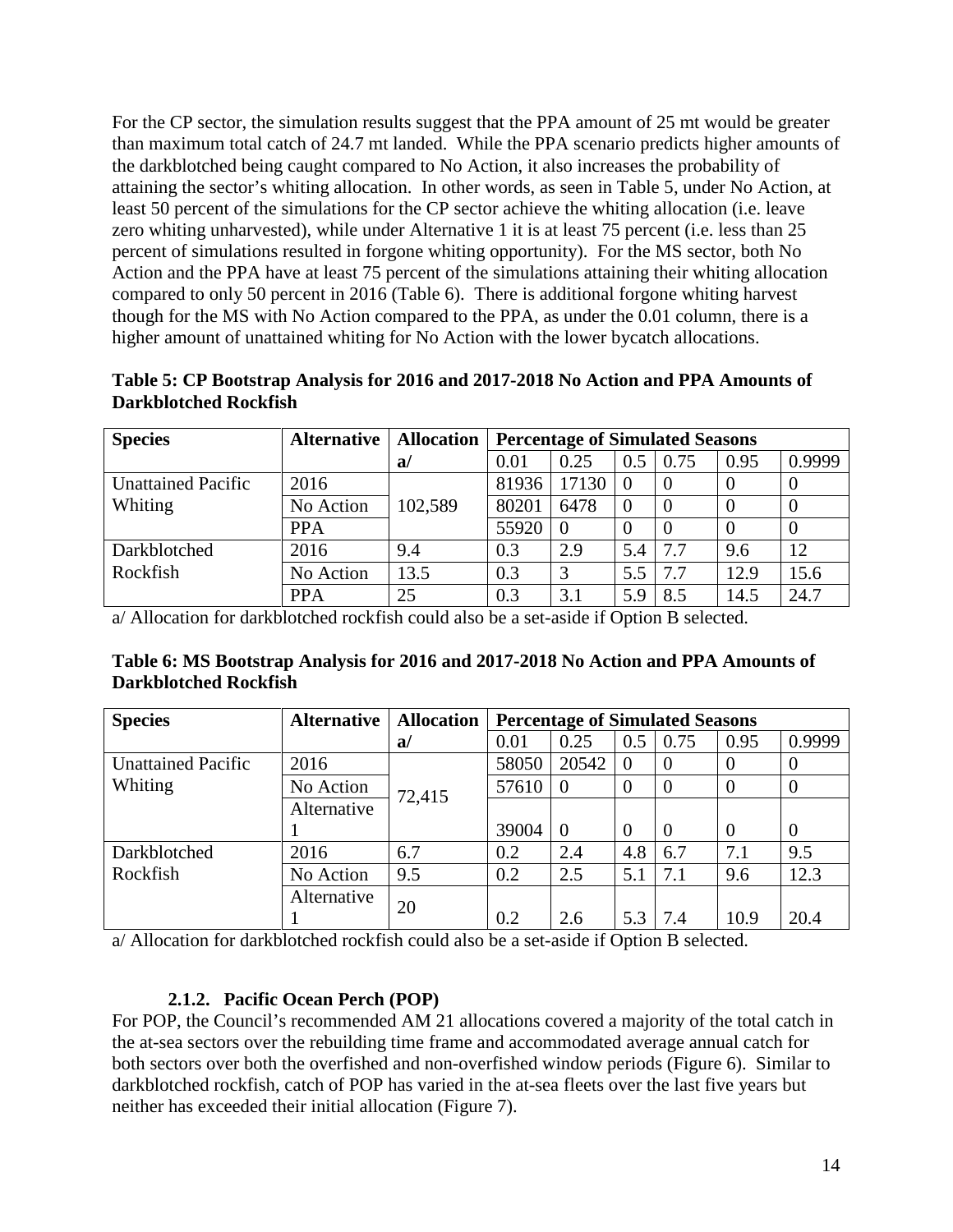For the CP sector, the simulation results suggest that the PPA amount of 25 mt would be greater than maximum total catch of 24.7 mt landed. While the PPA scenario predicts higher amounts of the darkblotched being caught compared to No Action, it also increases the probability of attaining the sector's whiting allocation. In other words, as seen in Table 5, under No Action, at least 50 percent of the simulations for the CP sector achieve the whiting allocation (i.e. leave zero whiting unharvested), while under Alternative 1 it is at least 75 percent (i.e. less than 25 percent of simulations resulted in forgone whiting opportunity). For the MS sector, both No Action and the PPA have at least 75 percent of the simulations attaining their whiting allocation compared to only 50 percent in 2016 (Table 6). There is additional forgone whiting harvest though for the MS with No Action compared to the PPA, as under the 0.01 column, there is a higher amount of unattained whiting for No Action with the lower bycatch allocations.

**Table 5: CP Bootstrap Analysis for 2016 and 2017-2018 No Action and PPA Amounts of Darkblotched Rockfish**

| Species | Alternative | Allocation a/ | Percentage of Simulated Seasons | | | | | |
|---|---|---|---|---|---|---|---|---|
| | | | 0.01 | 0.25 | 0.5 | 0.75 | 0.95 | 0.9999 |
| Unattained Pacific Whiting | 2016 | 102,589 | 81936 | 17130 | 0 | 0 | 0 | 0 |
| | No Action | | 80201 | 6478 | 0 | 0 | 0 | 0 |
| | PPA | | 55920 | 0 | 0 | 0 | 0 | 0 |
| Darkblotched Rockfish | 2016 | 9.4 | 0.3 | 2.9 | 5.4 | 7.7 | 9.6 | 12 |
| | No Action | 13.5 | 0.3 | 3 | 5.5 | 7.7 | 12.9 | 15.6 |
| | PPA | 25 | 0.3 | 3.1 | 5.9 | 8.5 | 14.5 | 24.7 |

a/ Allocation for darkblotched rockfish could also be a set-aside if Option B selected.

**Table 6: MS Bootstrap Analysis for 2016 and 2017-2018 No Action and PPA Amounts of Darkblotched Rockfish**

| Species | Alternative | Allocation a/ | Percentage of Simulated Seasons | | | | | |
|---|---|---|---|---|---|---|---|---|
| | | | 0.01 | 0.25 | 0.5 | 0.75 | 0.95 | 0.9999 |
| Unattained Pacific Whiting | 2016 | 72,415 | 58050 | 20542 | 0 | 0 | 0 | 0 |
| | No Action | | 57610 | 0 | 0 | 0 | 0 | 0 |
| | Alternative 1 | | 39004 | 0 | 0 | 0 | 0 | 0 |
| Darkblotched Rockfish | 2016 | 6.7 | 0.2 | 2.4 | 4.8 | 6.7 | 7.1 | 9.5 |
| | No Action | 9.5 | 0.2 | 2.5 | 5.1 | 7.1 | 9.6 | 12.3 |
| | Alternative 1 | 20 | 0.2 | 2.6 | 5.3 | 7.4 | 10.9 | 20.4 |

a/ Allocation for darkblotched rockfish could also be a set-aside if Option B selected.

### 2.1.2. Pacific Ocean Perch (POP)

For POP, the Council's recommended AM 21 allocations covered a majority of the total catch in the at-sea sectors over the rebuilding time frame and accommodated average annual catch for both sectors over both the overfished and non-overfished window periods (Figure 6). Similar to darkblotched rockfish, catch of POP has varied in the at-sea fleets over the last five years but neither has exceeded their initial allocation (Figure 7).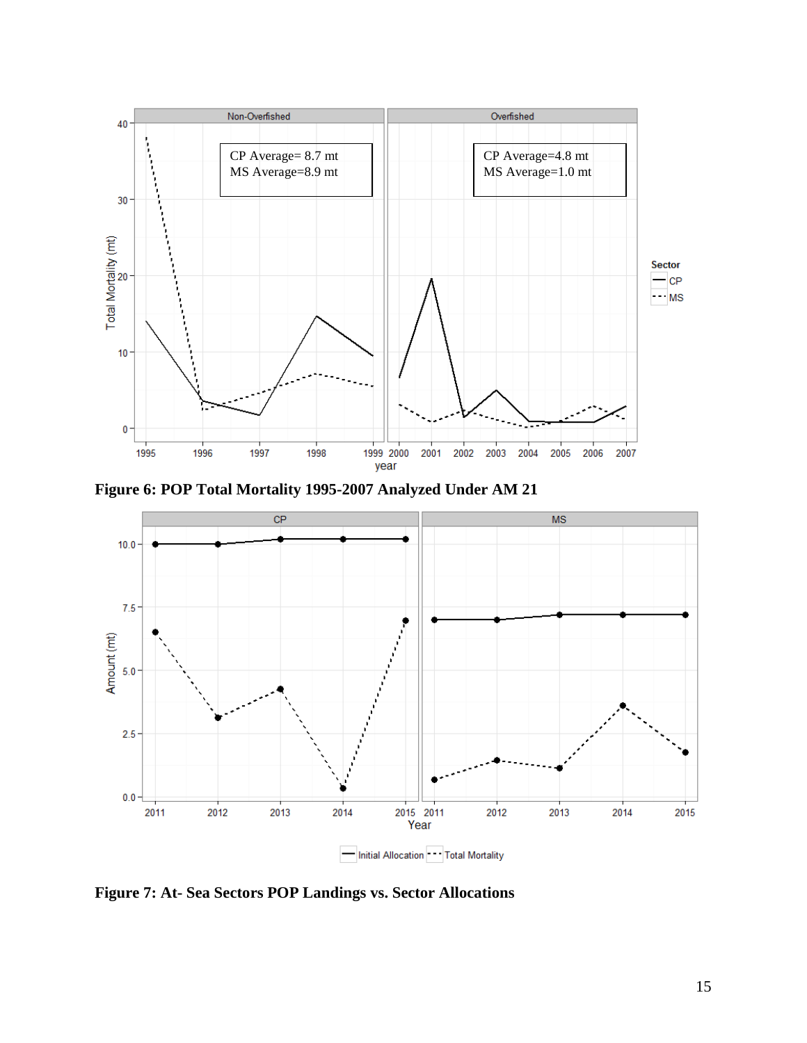**Figure 6: POP Total Mortality 1995-2007 Analyzed Under AM 21**

**Figure 7: At- Sea Sectors POP Landings vs. Sector Allocations**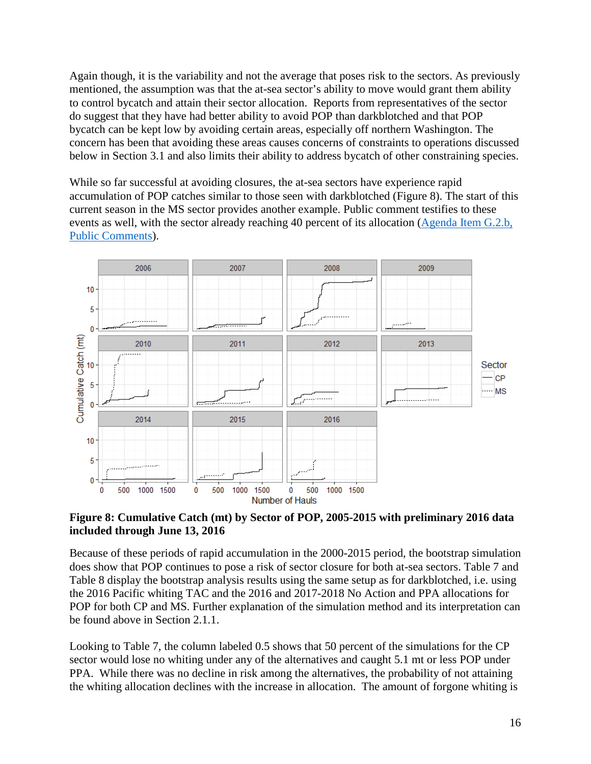Again though, it is the variability and not the average that poses risk to the sectors. As previously mentioned, the assumption was that the at-sea sector's ability to move would grant them ability to control bycatch and attain their sector allocation. Reports from representatives of the sector do suggest that they have had better ability to avoid POP than darkblotched and that POP bycatch can be kept low by avoiding certain areas, especially off northern Washington. The concern has been that avoiding these areas causes concerns of constraints to operations discussed below in Section 3.1 and also limits their ability to address bycatch of other constraining species.

While so far successful at avoiding closures, the at-sea sectors have experience rapid accumulation of POP catches similar to those seen with darkblotched (Figure 8). The start of this current season in the MS sector provides another example. Public comment testifies to these events as well, with the sector already reaching 40 percent of its allocation ([Agenda Item G.2.b, Public Comments]()).

**Figure 8: Cumulative Catch (mt) by Sector of POP, 2005-2015 with preliminary 2016 data included through June 13, 2016**

Because of these periods of rapid accumulation in the 2000-2015 period, the bootstrap simulation does show that POP continues to pose a risk of sector closure for both at-sea sectors. Table 7 and Table 8 display the bootstrap analysis results using the same setup as for darkblotched, i.e. using the 2016 Pacific whiting TAC and the 2016 and 2017-2018 No Action and PPA allocations for POP for both CP and MS. Further explanation of the simulation method and its interpretation can be found above in Section 2.1.1.

Looking to Table 7, the column labeled 0.5 shows that 50 percent of the simulations for the CP sector would lose no whiting under any of the alternatives and caught 5.1 mt or less POP under PPA. While there was no decline in risk among the alternatives, the probability of not attaining the whiting allocation declines with the increase in allocation. The amount of forgone whiting is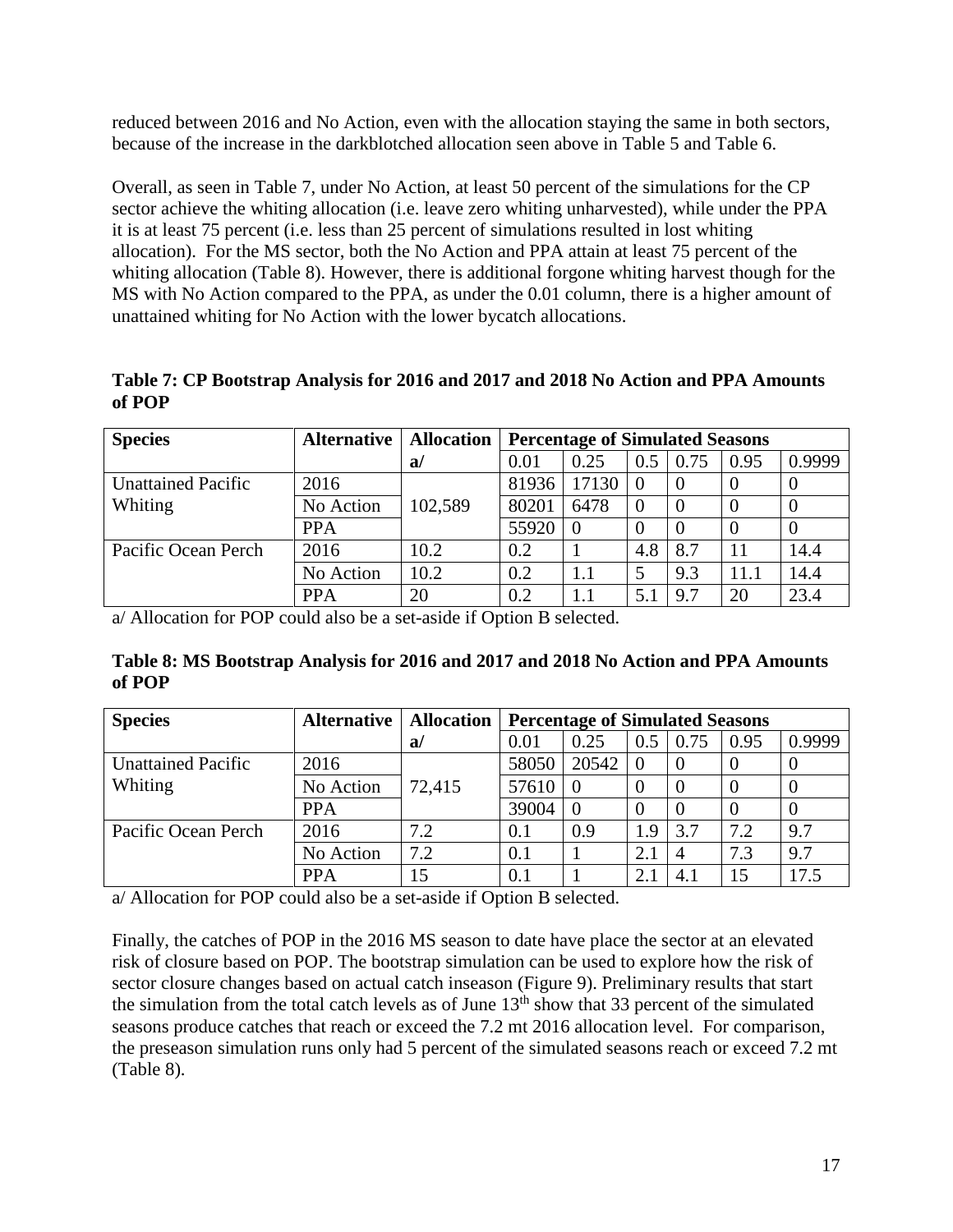reduced between 2016 and No Action, even with the allocation staying the same in both sectors, because of the increase in the darkblotched allocation seen above in Table 5 and Table 6.

Overall, as seen in Table 7, under No Action, at least 50 percent of the simulations for the CP sector achieve the whiting allocation (i.e. leave zero whiting unharvested), while under the PPA it is at least 75 percent (i.e. less than 25 percent of simulations resulted in lost whiting allocation). For the MS sector, both the No Action and PPA attain at least 75 percent of the whiting allocation (Table 8). However, there is additional forgone whiting harvest though for the MS with No Action compared to the PPA, as under the 0.01 column, there is a higher amount of unattained whiting for No Action with the lower bycatch allocations.

**Table 7: CP Bootstrap Analysis for 2016 and 2017 and 2018 No Action and PPA Amounts of POP**

| Species | Alternative | Allocation a/ | Percentage of Simulated Seasons | | | | | |
|---|---|---|---|---|---|---|---|---|
| | | | 0.01 | 0.25 | 0.5 | 0.75 | 0.95 | 0.9999 |
| Unattained Pacific Whiting | 2016 | 102,589 | 81936 | 17130 | 0 | 0 | 0 | 0 |
| | No Action | | 80201 | 6478 | 0 | 0 | 0 | 0 |
| | PPA | | 55920 | 0 | 0 | 0 | 0 | 0 |
| Pacific Ocean Perch | 2016 | 10.2 | 0.2 | 1 | 4.8 | 8.7 | 11 | 14.4 |
| | No Action | 10.2 | 0.2 | 1.1 | 5 | 9.3 | 11.1 | 14.4 |
| | PPA | 20 | 0.2 | 1.1 | 5.1 | 9.7 | 20 | 23.4 |

a/ Allocation for POP could also be a set-aside if Option B selected.

**Table 8: MS Bootstrap Analysis for 2016 and 2017 and 2018 No Action and PPA Amounts of POP**

| Species | Alternative | Allocation a/ | Percentage of Simulated Seasons | | | | | |
|---|---|---|---|---|---|---|---|---|
| | | | 0.01 | 0.25 | 0.5 | 0.75 | 0.95 | 0.9999 |
| Unattained Pacific Whiting | 2016 | 72,415 | 58050 | 20542 | 0 | 0 | 0 | 0 |
| | No Action | | 57610 | 0 | 0 | 0 | 0 | 0 |
| | PPA | | 39004 | 0 | 0 | 0 | 0 | 0 |
| Pacific Ocean Perch | 2016 | 7.2 | 0.1 | 0.9 | 1.9 | 3.7 | 7.2 | 9.7 |
| | No Action | 7.2 | 0.1 | 1 | 2.1 | 4 | 7.3 | 9.7 |
| | PPA | 15 | 0.1 | 1 | 2.1 | 4.1 | 15 | 17.5 |

a/ Allocation for POP could also be a set-aside if Option B selected.

Finally, the catches of POP in the 2016 MS season to date have place the sector at an elevated risk of closure based on POP. The bootstrap simulation can be used to explore how the risk of sector closure changes based on actual catch inseason (Figure 9). Preliminary results that start the simulation from the total catch levels as of June 13th show that 33 percent of the simulated seasons produce catches that reach or exceed the 7.2 mt 2016 allocation level. For comparison, the preseason simulation runs only had 5 percent of the simulated seasons reach or exceed 7.2 mt (Table 8).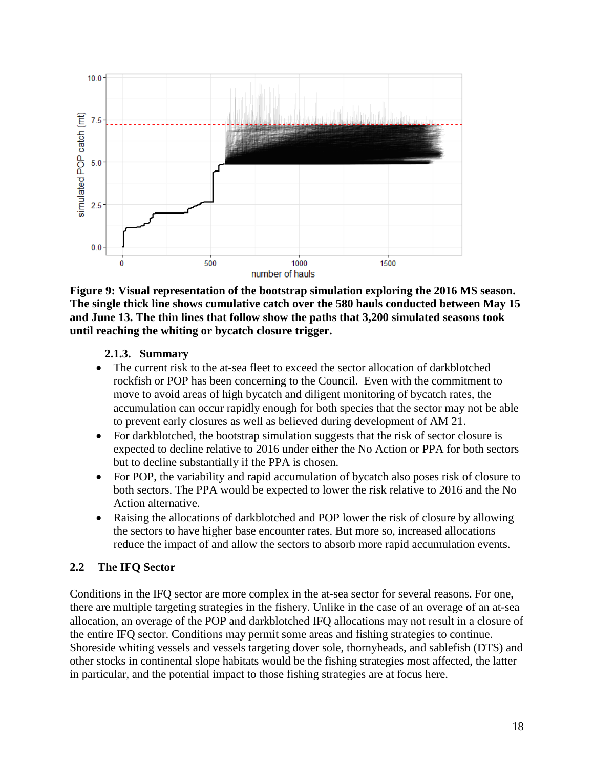**Figure 9: Visual representation of the bootstrap simulation exploring the 2016 MS season. The single thick line shows cumulative catch over the 580 hauls conducted between May 15 and June 13. The thin lines that follow show the paths that 3,200 simulated seasons took until reaching the whiting or bycatch closure trigger.**

#### 2.1.3. Summary

- The current risk to the at-sea fleet to exceed the sector allocation of darkblotched rockfish or POP has been concerning to the Council. Even with the commitment to move to avoid areas of high bycatch and diligent monitoring of bycatch rates, the accumulation can occur rapidly enough for both species that the sector may not be able to prevent early closures as well as believed during development of AM 21.
- For darkblotched, the bootstrap simulation suggests that the risk of sector closure is expected to decline relative to 2016 under either the No Action or PPA for both sectors but to decline substantially if the PPA is chosen.
- For POP, the variability and rapid accumulation of bycatch also poses risk of closure to both sectors. The PPA would be expected to lower the risk relative to 2016 and the No Action alternative.
- Raising the allocations of darkblotched and POP lower the risk of closure by allowing the sectors to have higher base encounter rates. But more so, increased allocations reduce the impact of and allow the sectors to absorb more rapid accumulation events.

### 2.2 The IFQ Sector

Conditions in the IFQ sector are more complex in the at-sea sector for several reasons. For one, there are multiple targeting strategies in the fishery. Unlike in the case of an overage of an at-sea allocation, an overage of the POP and darkblotched IFQ allocations may not result in a closure of the entire IFQ sector. Conditions may permit some areas and fishing strategies to continue. Shoreside whiting vessels and vessels targeting dover sole, thornyheads, and sablefish (DTS) and other stocks in continental slope habitats would be the fishing strategies most affected, the latter in particular, and the potential impact to those fishing strategies are at focus here.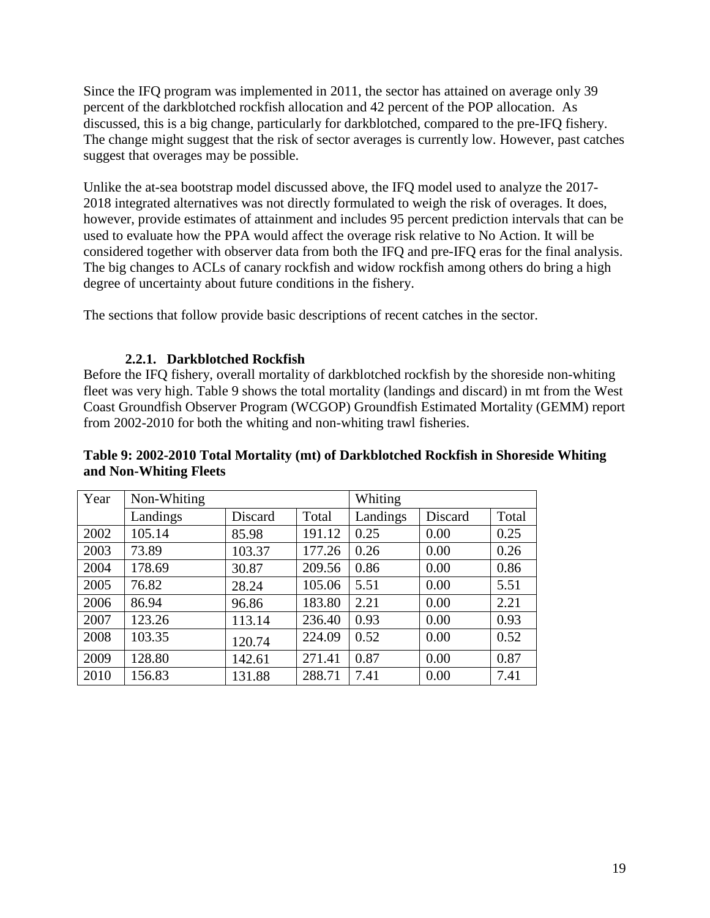Since the IFQ program was implemented in 2011, the sector has attained on average only 39 percent of the darkblotched rockfish allocation and 42 percent of the POP allocation. As discussed, this is a big change, particularly for darkblotched, compared to the pre-IFQ fishery. The change might suggest that the risk of sector averages is currently low. However, past catches suggest that overages may be possible.

Unlike the at-sea bootstrap model discussed above, the IFQ model used to analyze the 2017-2018 integrated alternatives was not directly formulated to weigh the risk of overages. It does, however, provide estimates of attainment and includes 95 percent prediction intervals that can be used to evaluate how the PPA would affect the overage risk relative to No Action. It will be considered together with observer data from both the IFQ and pre-IFQ eras for the final analysis. The big changes to ACLs of canary rockfish and widow rockfish among others do bring a high degree of uncertainty about future conditions in the fishery.

The sections that follow provide basic descriptions of recent catches in the sector.

### 2.2.1. Darkblotched Rockfish

Before the IFQ fishery, overall mortality of darkblotched rockfish by the shoreside non-whiting fleet was very high. Table 9 shows the total mortality (landings and discard) in mt from the West Coast Groundfish Observer Program (WCGOP) Groundfish Estimated Mortality (GEMM) report from 2002-2010 for both the whiting and non-whiting trawl fisheries.

**Table 9: 2002-2010 Total Mortality (mt) of Darkblotched Rockfish in Shoreside Whiting and Non-Whiting Fleets**

| Year | Non-Whiting | | | Whiting | | |
|---|---|---|---|---|---|---|
| | Landings | Discard | Total | Landings | Discard | Total |
| 2002 | 105.14 | 85.98 | 191.12 | 0.25 | 0.00 | 0.25 |
| 2003 | 73.89 | 103.37 | 177.26 | 0.26 | 0.00 | 0.26 |
| 2004 | 178.69 | 30.87 | 209.56 | 0.86 | 0.00 | 0.86 |
| 2005 | 76.82 | 28.24 | 105.06 | 5.51 | 0.00 | 5.51 |
| 2006 | 86.94 | 96.86 | 183.80 | 2.21 | 0.00 | 2.21 |
| 2007 | 123.26 | 113.14 | 236.40 | 0.93 | 0.00 | 0.93 |
| 2008 | 103.35 | 120.74 | 224.09 | 0.52 | 0.00 | 0.52 |
| 2009 | 128.80 | 142.61 | 271.41 | 0.87 | 0.00 | 0.87 |
| 2010 | 156.83 | 131.88 | 288.71 | 7.41 | 0.00 | 7.41 |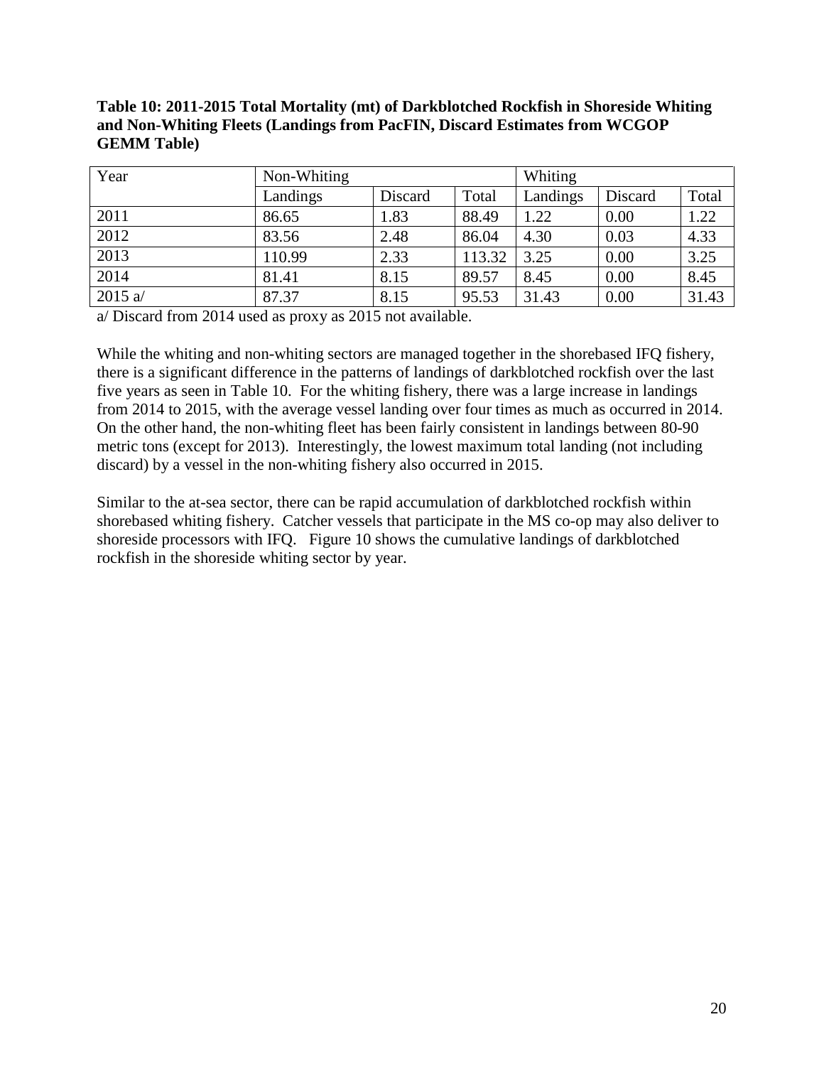**Table 10: 2011-2015 Total Mortality (mt) of Darkblotched Rockfish in Shoreside Whiting and Non-Whiting Fleets (Landings from PacFIN, Discard Estimates from WCGOP GEMM Table)**

| Year | Non-Whiting | | | Whiting | | |
|---|---|---|---|---|---|---|
| | Landings | Discard | Total | Landings | Discard | Total |
| 2011 | 86.65 | 1.83 | 88.49 | 1.22 | 0.00 | 1.22 |
| 2012 | 83.56 | 2.48 | 86.04 | 4.30 | 0.03 | 4.33 |
| 2013 | 110.99 | 2.33 | 113.32 | 3.25 | 0.00 | 3.25 |
| 2014 | 81.41 | 8.15 | 89.57 | 8.45 | 0.00 | 8.45 |
| 2015 a/ | 87.37 | 8.15 | 95.53 | 31.43 | 0.00 | 31.43 |

a/ Discard from 2014 used as proxy as 2015 not available.

While the whiting and non-whiting sectors are managed together in the shorebased IFQ fishery, there is a significant difference in the patterns of landings of darkblotched rockfish over the last five years as seen in Table 10. For the whiting fishery, there was a large increase in landings from 2014 to 2015, with the average vessel landing over four times as much as occurred in 2014. On the other hand, the non-whiting fleet has been fairly consistent in landings between 80-90 metric tons (except for 2013). Interestingly, the lowest maximum total landing (not including discard) by a vessel in the non-whiting fishery also occurred in 2015.

Similar to the at-sea sector, there can be rapid accumulation of darkblotched rockfish within shorebased whiting fishery. Catcher vessels that participate in the MS co-op may also deliver to shoreside processors with IFQ. Figure 10 shows the cumulative landings of darkblotched rockfish in the shoreside whiting sector by year.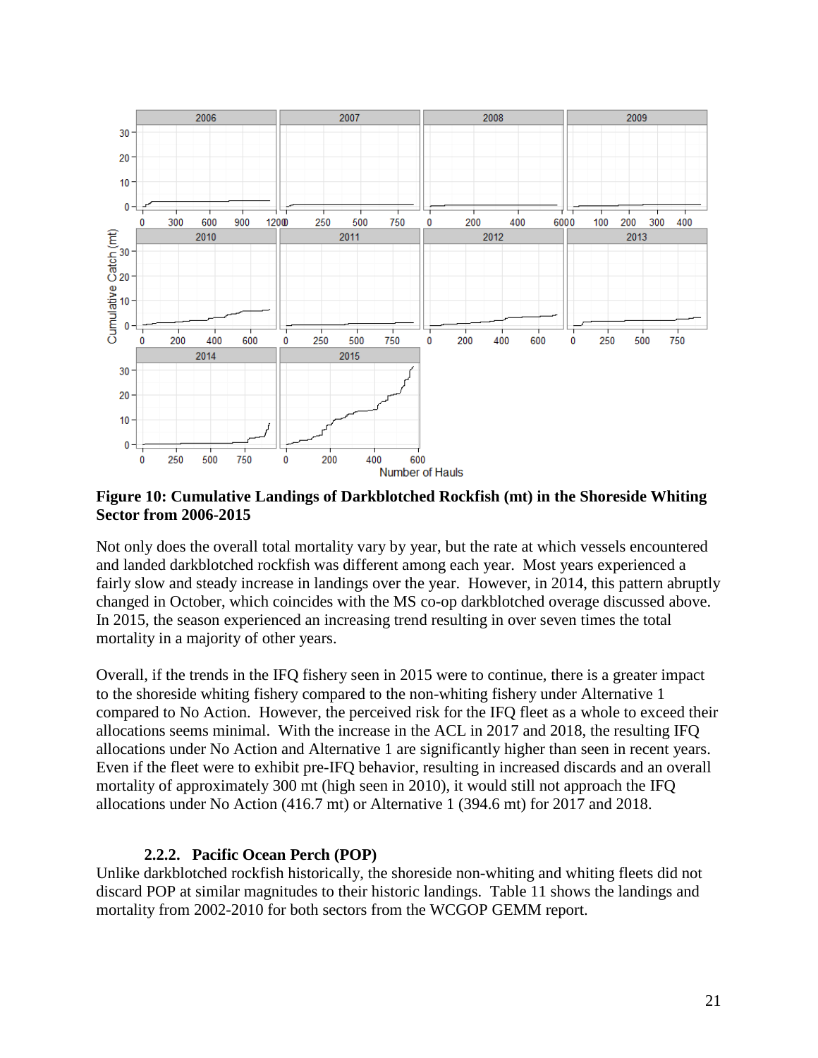**Figure 10: Cumulative Landings of Darkblotched Rockfish (mt) in the Shoreside Whiting Sector from 2006-2015**

Not only does the overall total mortality vary by year, but the rate at which vessels encountered and landed darkblotched rockfish was different among each year. Most years experienced a fairly slow and steady increase in landings over the year. However, in 2014, this pattern abruptly changed in October, which coincides with the MS co-op darkblotched overage discussed above. In 2015, the season experienced an increasing trend resulting in over seven times the total mortality in a majority of other years.

Overall, if the trends in the IFQ fishery seen in 2015 were to continue, there is a greater impact to the shoreside whiting fishery compared to the non-whiting fishery under Alternative 1 compared to No Action. However, the perceived risk for the IFQ fleet as a whole to exceed their allocations seems minimal. With the increase in the ACL in 2017 and 2018, the resulting IFQ allocations under No Action and Alternative 1 are significantly higher than seen in recent years. Even if the fleet were to exhibit pre-IFQ behavior, resulting in increased discards and an overall mortality of approximately 300 mt (high seen in 2010), it would still not approach the IFQ allocations under No Action (416.7 mt) or Alternative 1 (394.6 mt) for 2017 and 2018.

### 2.2.2. Pacific Ocean Perch (POP)

Unlike darkblotched rockfish historically, the shoreside non-whiting and whiting fleets did not discard POP at similar magnitudes to their historic landings. Table 11 shows the landings and mortality from 2002-2010 for both sectors from the WCGOP GEMM report.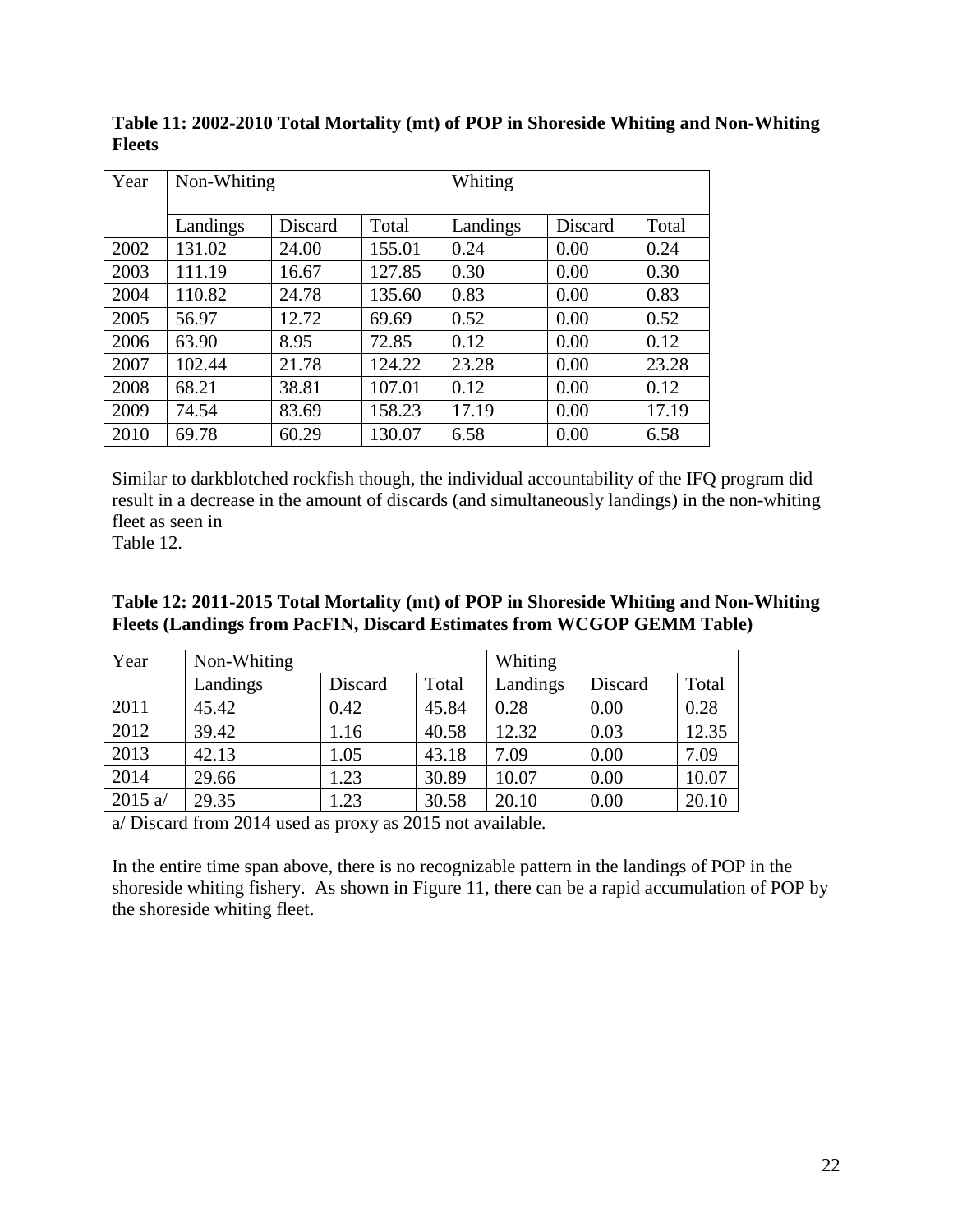**Table 11: 2002-2010 Total Mortality (mt) of POP in Shoreside Whiting and Non-Whiting Fleets**

| Year | Non-Whiting | | | Whiting | | |
|---|---|---|---|---|---|---|
| | Landings | Discard | Total | Landings | Discard | Total |
| 2002 | 131.02 | 24.00 | 155.01 | 0.24 | 0.00 | 0.24 |
| 2003 | 111.19 | 16.67 | 127.85 | 0.30 | 0.00 | 0.30 |
| 2004 | 110.82 | 24.78 | 135.60 | 0.83 | 0.00 | 0.83 |
| 2005 | 56.97 | 12.72 | 69.69 | 0.52 | 0.00 | 0.52 |
| 2006 | 63.90 | 8.95 | 72.85 | 0.12 | 0.00 | 0.12 |
| 2007 | 102.44 | 21.78 | 124.22 | 23.28 | 0.00 | 23.28 |
| 2008 | 68.21 | 38.81 | 107.01 | 0.12 | 0.00 | 0.12 |
| 2009 | 74.54 | 83.69 | 158.23 | 17.19 | 0.00 | 17.19 |
| 2010 | 69.78 | 60.29 | 130.07 | 6.58 | 0.00 | 6.58 |

Similar to darkblotched rockfish though, the individual accountability of the IFQ program did result in a decrease in the amount of discards (and simultaneously landings) in the non-whiting fleet as seen in
Table 12.

**Table 12: 2011-2015 Total Mortality (mt) of POP in Shoreside Whiting and Non-Whiting Fleets (Landings from PacFIN, Discard Estimates from WCGOP GEMM Table)**

| Year | Non-Whiting | | | Whiting | | |
|---|---|---|---|---|---|---|
| | Landings | Discard | Total | Landings | Discard | Total |
| 2011 | 45.42 | 0.42 | 45.84 | 0.28 | 0.00 | 0.28 |
| 2012 | 39.42 | 1.16 | 40.58 | 12.32 | 0.03 | 12.35 |
| 2013 | 42.13 | 1.05 | 43.18 | 7.09 | 0.00 | 7.09 |
| 2014 | 29.66 | 1.23 | 30.89 | 10.07 | 0.00 | 10.07 |
| 2015 a/ | 29.35 | 1.23 | 30.58 | 20.10 | 0.00 | 20.10 |

a/ Discard from 2014 used as proxy as 2015 not available.

In the entire time span above, there is no recognizable pattern in the landings of POP in the shoreside whiting fishery. As shown in Figure 11, there can be a rapid accumulation of POP by the shoreside whiting fleet.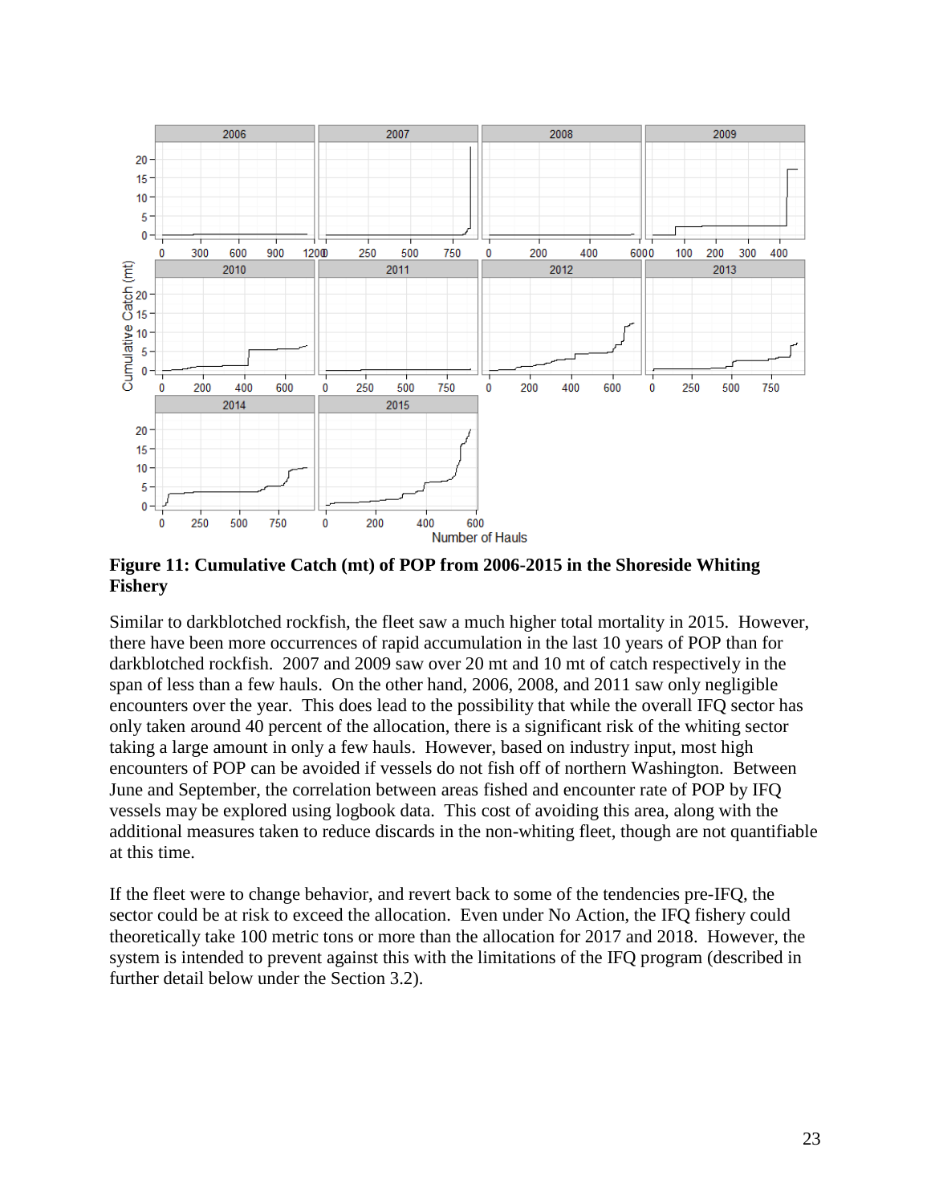**Figure 11: Cumulative Catch (mt) of POP from 2006-2015 in the Shoreside Whiting Fishery**

Similar to darkblotched rockfish, the fleet saw a much higher total mortality in 2015. However, there have been more occurrences of rapid accumulation in the last 10 years of POP than for darkblotched rockfish. 2007 and 2009 saw over 20 mt and 10 mt of catch respectively in the span of less than a few hauls. On the other hand, 2006, 2008, and 2011 saw only negligible encounters over the year. This does lead to the possibility that while the overall IFQ sector has only taken around 40 percent of the allocation, there is a significant risk of the whiting sector taking a large amount in only a few hauls. However, based on industry input, most high encounters of POP can be avoided if vessels do not fish off of northern Washington. Between June and September, the correlation between areas fished and encounter rate of POP by IFQ vessels may be explored using logbook data. This cost of avoiding this area, along with the additional measures taken to reduce discards in the non-whiting fleet, though are not quantifiable at this time.

If the fleet were to change behavior, and revert back to some of the tendencies pre-IFQ, the sector could be at risk to exceed the allocation. Even under No Action, the IFQ fishery could theoretically take 100 metric tons or more than the allocation for 2017 and 2018. However, the system is intended to prevent against this with the limitations of the IFQ program (described in further detail below under the Section 3.2).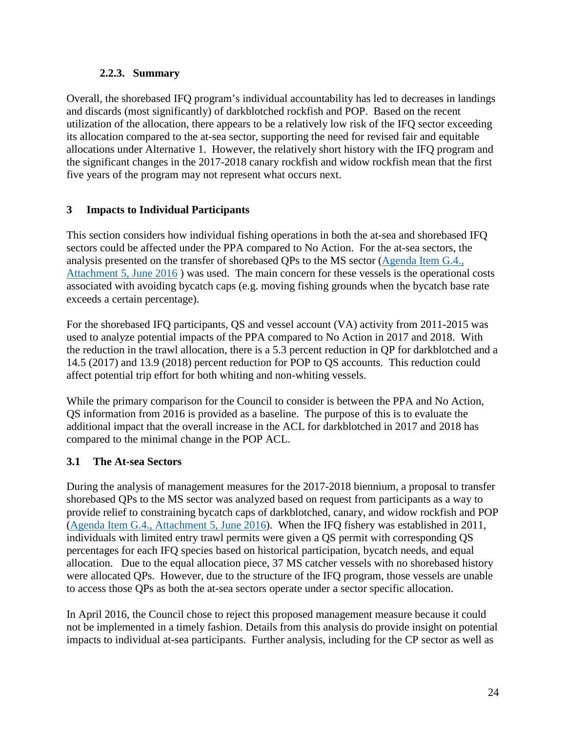### 2.2.3. Summary

Overall, the shorebased IFQ program's individual accountability has led to decreases in landings and discards (most significantly) of darkblotched rockfish and POP. Based on the recent utilization of the allocation, there appears to be a relatively low risk of the IFQ sector exceeding its allocation compared to the at-sea sector, supporting the need for revised fair and equitable allocations under Alternative 1. However, the relatively short history with the IFQ program and the significant changes in the 2017-2018 canary rockfish and widow rockfish mean that the first five years of the program may not represent what occurs next.

# 3 Impacts to Individual Participants

This section considers how individual fishing operations in both the at-sea and shorebased IFQ sectors could be affected under the PPA compared to No Action. For the at-sea sectors, the analysis presented on the transfer of shorebased QPs to the MS sector (Agenda Item G.4., Attachment 5, June 2016 ) was used. The main concern for these vessels is the operational costs associated with avoiding bycatch caps (e.g. moving fishing grounds when the bycatch base rate exceeds a certain percentage).

For the shorebased IFQ participants, QS and vessel account (VA) activity from 2011-2015 was used to analyze potential impacts of the PPA compared to No Action in 2017 and 2018. With the reduction in the trawl allocation, there is a 5.3 percent reduction in QP for darkblotched and a 14.5 (2017) and 13.9 (2018) percent reduction for POP to QS accounts. This reduction could affect potential trip effort for both whiting and non-whiting vessels.

While the primary comparison for the Council to consider is between the PPA and No Action, QS information from 2016 is provided as a baseline. The purpose of this is to evaluate the additional impact that the overall increase in the ACL for darkblotched in 2017 and 2018 has compared to the minimal change in the POP ACL.

## 3.1 The At-sea Sectors

During the analysis of management measures for the 2017-2018 biennium, a proposal to transfer shorebased QPs to the MS sector was analyzed based on request from participants as a way to provide relief to constraining bycatch caps of darkblotched, canary, and widow rockfish and POP (Agenda Item G.4., Attachment 5, June 2016). When the IFQ fishery was established in 2011, individuals with limited entry trawl permits were given a QS permit with corresponding QS percentages for each IFQ species based on historical participation, bycatch needs, and equal allocation. Due to the equal allocation piece, 37 MS catcher vessels with no shorebased history were allocated QPs. However, due to the structure of the IFQ program, those vessels are unable to access those QPs as both the at-sea sectors operate under a sector specific allocation.

In April 2016, the Council chose to reject this proposed management measure because it could not be implemented in a timely fashion. Details from this analysis do provide insight on potential impacts to individual at-sea participants. Further analysis, including for the CP sector as well as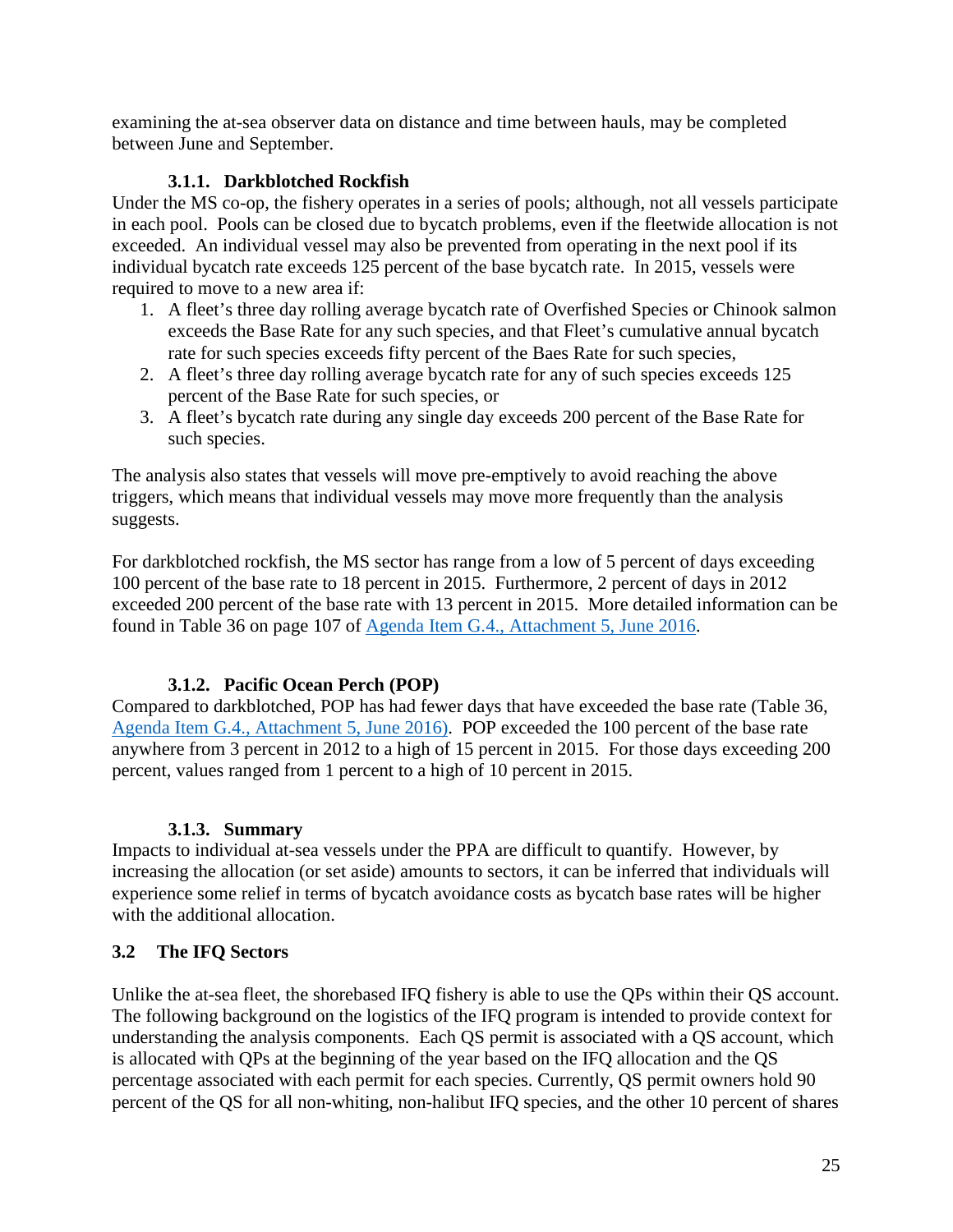examining the at-sea observer data on distance and time between hauls, may be completed between June and September.

### 3.1.1. Darkblotched Rockfish

Under the MS co-op, the fishery operates in a series of pools; although, not all vessels participate in each pool. Pools can be closed due to bycatch problems, even if the fleetwide allocation is not exceeded. An individual vessel may also be prevented from operating in the next pool if its individual bycatch rate exceeds 125 percent of the base bycatch rate. In 2015, vessels were required to move to a new area if:

1. A fleet's three day rolling average bycatch rate of Overfished Species or Chinook salmon exceeds the Base Rate for any such species, and that Fleet's cumulative annual bycatch rate for such species exceeds fifty percent of the Baes Rate for such species,
2. A fleet's three day rolling average bycatch rate for any of such species exceeds 125 percent of the Base Rate for such species, or
3. A fleet's bycatch rate during any single day exceeds 200 percent of the Base Rate for such species.

The analysis also states that vessels will move pre-emptively to avoid reaching the above triggers, which means that individual vessels may move more frequently than the analysis suggests.

For darkblotched rockfish, the MS sector has range from a low of 5 percent of days exceeding 100 percent of the base rate to 18 percent in 2015. Furthermore, 2 percent of days in 2012 exceeded 200 percent of the base rate with 13 percent in 2015. More detailed information can be found in Table 36 on page 107 of [Agenda Item G.4., Attachment 5, June 2016](Agenda Item G.4., Attachment 5, June 2016).

### 3.1.2. Pacific Ocean Perch (POP)

Compared to darkblotched, POP has had fewer days that have exceeded the base rate (Table 36, [Agenda Item G.4., Attachment 5, June 2016)](Agenda Item G.4., Attachment 5, June 2016). POP exceeded the 100 percent of the base rate anywhere from 3 percent in 2012 to a high of 15 percent in 2015. For those days exceeding 200 percent, values ranged from 1 percent to a high of 10 percent in 2015.

### 3.1.3. Summary

Impacts to individual at-sea vessels under the PPA are difficult to quantify. However, by increasing the allocation (or set aside) amounts to sectors, it can be inferred that individuals will experience some relief in terms of bycatch avoidance costs as bycatch base rates will be higher with the additional allocation.

## 3.2 The IFQ Sectors

Unlike the at-sea fleet, the shorebased IFQ fishery is able to use the QPs within their QS account. The following background on the logistics of the IFQ program is intended to provide context for understanding the analysis components. Each QS permit is associated with a QS account, which is allocated with QPs at the beginning of the year based on the IFQ allocation and the QS percentage associated with each permit for each species. Currently, QS permit owners hold 90 percent of the QS for all non-whiting, non-halibut IFQ species, and the other 10 percent of shares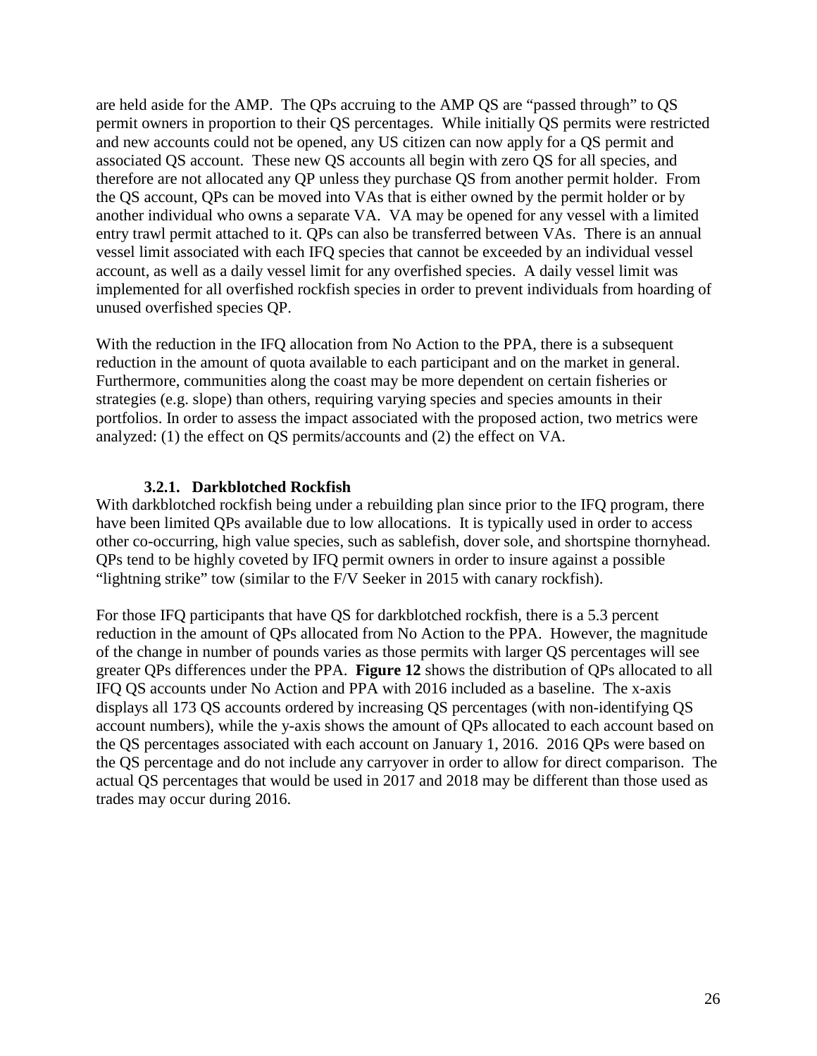are held aside for the AMP. The QPs accruing to the AMP QS are "passed through" to QS permit owners in proportion to their QS percentages. While initially QS permits were restricted and new accounts could not be opened, any US citizen can now apply for a QS permit and associated QS account. These new QS accounts all begin with zero QS for all species, and therefore are not allocated any QP unless they purchase QS from another permit holder. From the QS account, QPs can be moved into VAs that is either owned by the permit holder or by another individual who owns a separate VA. VA may be opened for any vessel with a limited entry trawl permit attached to it. QPs can also be transferred between VAs. There is an annual vessel limit associated with each IFQ species that cannot be exceeded by an individual vessel account, as well as a daily vessel limit for any overfished species. A daily vessel limit was implemented for all overfished rockfish species in order to prevent individuals from hoarding of unused overfished species QP.

With the reduction in the IFQ allocation from No Action to the PPA, there is a subsequent reduction in the amount of quota available to each participant and on the market in general. Furthermore, communities along the coast may be more dependent on certain fisheries or strategies (e.g. slope) than others, requiring varying species and species amounts in their portfolios. In order to assess the impact associated with the proposed action, two metrics were analyzed: (1) the effect on QS permits/accounts and (2) the effect on VA.

### 3.2.1. Darkblotched Rockfish

With darkblotched rockfish being under a rebuilding plan since prior to the IFQ program, there have been limited QPs available due to low allocations. It is typically used in order to access other co-occurring, high value species, such as sablefish, dover sole, and shortspine thornyhead. QPs tend to be highly coveted by IFQ permit owners in order to insure against a possible "lightning strike" tow (similar to the F/V Seeker in 2015 with canary rockfish).

For those IFQ participants that have QS for darkblotched rockfish, there is a 5.3 percent reduction in the amount of QPs allocated from No Action to the PPA. However, the magnitude of the change in number of pounds varies as those permits with larger QS percentages will see greater QPs differences under the PPA. **Figure 12** shows the distribution of QPs allocated to all IFQ QS accounts under No Action and PPA with 2016 included as a baseline. The x-axis displays all 173 QS accounts ordered by increasing QS percentages (with non-identifying QS account numbers), while the y-axis shows the amount of QPs allocated to each account based on the QS percentages associated with each account on January 1, 2016. 2016 QPs were based on the QS percentage and do not include any carryover in order to allow for direct comparison. The actual QS percentages that would be used in 2017 and 2018 may be different than those used as trades may occur during 2016.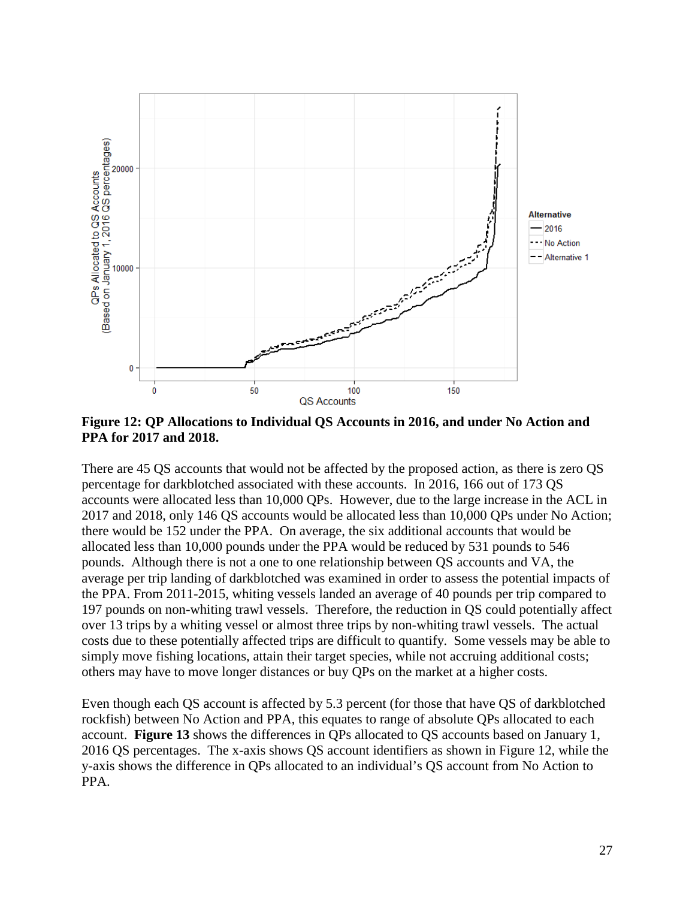**Figure 12: QP Allocations to Individual QS Accounts in 2016, and under No Action and PPA for 2017 and 2018.**

There are 45 QS accounts that would not be affected by the proposed action, as there is zero QS percentage for darkblotched associated with these accounts. In 2016, 166 out of 173 QS accounts were allocated less than 10,000 QPs. However, due to the large increase in the ACL in 2017 and 2018, only 146 QS accounts would be allocated less than 10,000 QPs under No Action; there would be 152 under the PPA. On average, the six additional accounts that would be allocated less than 10,000 pounds under the PPA would be reduced by 531 pounds to 546 pounds. Although there is not a one to one relationship between QS accounts and VA, the average per trip landing of darkblotched was examined in order to assess the potential impacts of the PPA. From 2011-2015, whiting vessels landed an average of 40 pounds per trip compared to 197 pounds on non-whiting trawl vessels. Therefore, the reduction in QS could potentially affect over 13 trips by a whiting vessel or almost three trips by non-whiting trawl vessels. The actual costs due to these potentially affected trips are difficult to quantify. Some vessels may be able to simply move fishing locations, attain their target species, while not accruing additional costs; others may have to move longer distances or buy QPs on the market at a higher costs.

Even though each QS account is affected by 5.3 percent (for those that have QS of darkblotched rockfish) between No Action and PPA, this equates to range of absolute QPs allocated to each account. **Figure 13** shows the differences in QPs allocated to QS accounts based on January 1, 2016 QS percentages. The x-axis shows QS account identifiers as shown in Figure 12, while the y-axis shows the difference in QPs allocated to an individual's QS account from No Action to PPA.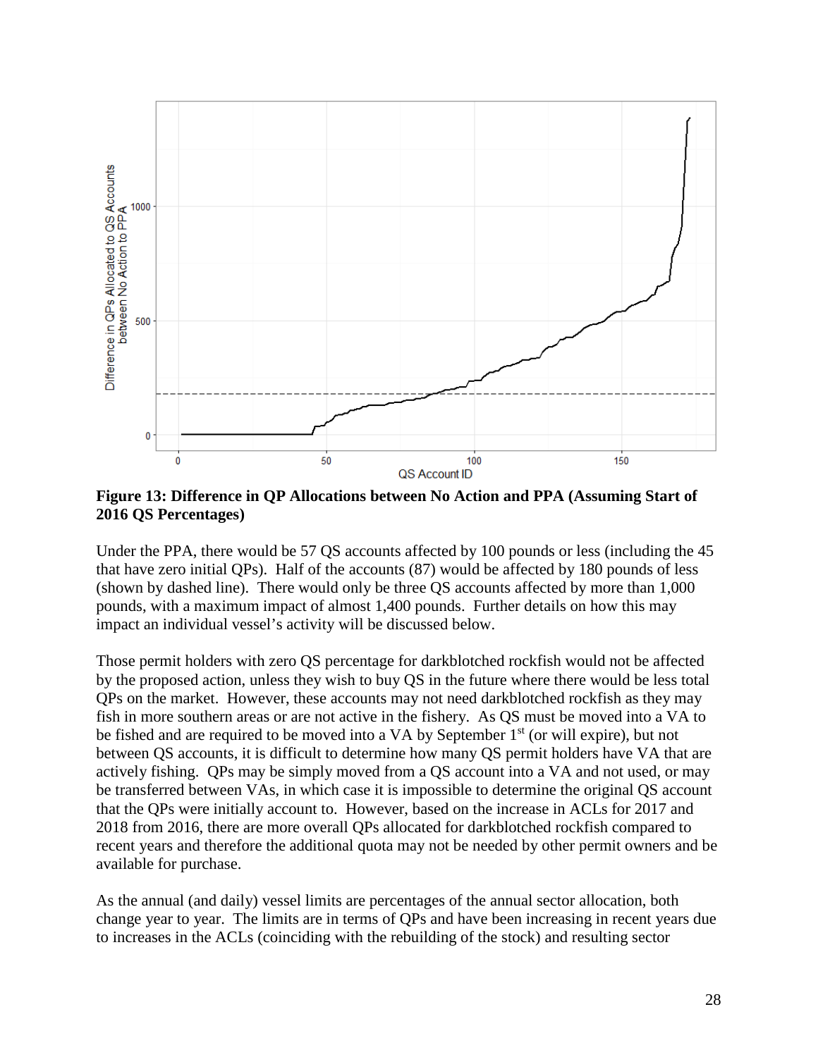**Figure 13: Difference in QP Allocations between No Action and PPA (Assuming Start of 2016 QS Percentages)**

Under the PPA, there would be 57 QS accounts affected by 100 pounds or less (including the 45 that have zero initial QPs). Half of the accounts (87) would be affected by 180 pounds of less (shown by dashed line). There would only be three QS accounts affected by more than 1,000 pounds, with a maximum impact of almost 1,400 pounds. Further details on how this may impact an individual vessel's activity will be discussed below.

Those permit holders with zero QS percentage for darkblotched rockfish would not be affected by the proposed action, unless they wish to buy QS in the future where there would be less total QPs on the market. However, these accounts may not need darkblotched rockfish as they may fish in more southern areas or are not active in the fishery. As QS must be moved into a VA to be fished and are required to be moved into a VA by September 1st (or will expire), but not between QS accounts, it is difficult to determine how many QS permit holders have VA that are actively fishing. QPs may be simply moved from a QS account into a VA and not used, or may be transferred between VAs, in which case it is impossible to determine the original QS account that the QPs were initially account to. However, based on the increase in ACLs for 2017 and 2018 from 2016, there are more overall QPs allocated for darkblotched rockfish compared to recent years and therefore the additional quota may not be needed by other permit owners and be available for purchase.

As the annual (and daily) vessel limits are percentages of the annual sector allocation, both change year to year. The limits are in terms of QPs and have been increasing in recent years due to increases in the ACLs (coinciding with the rebuilding of the stock) and resulting sector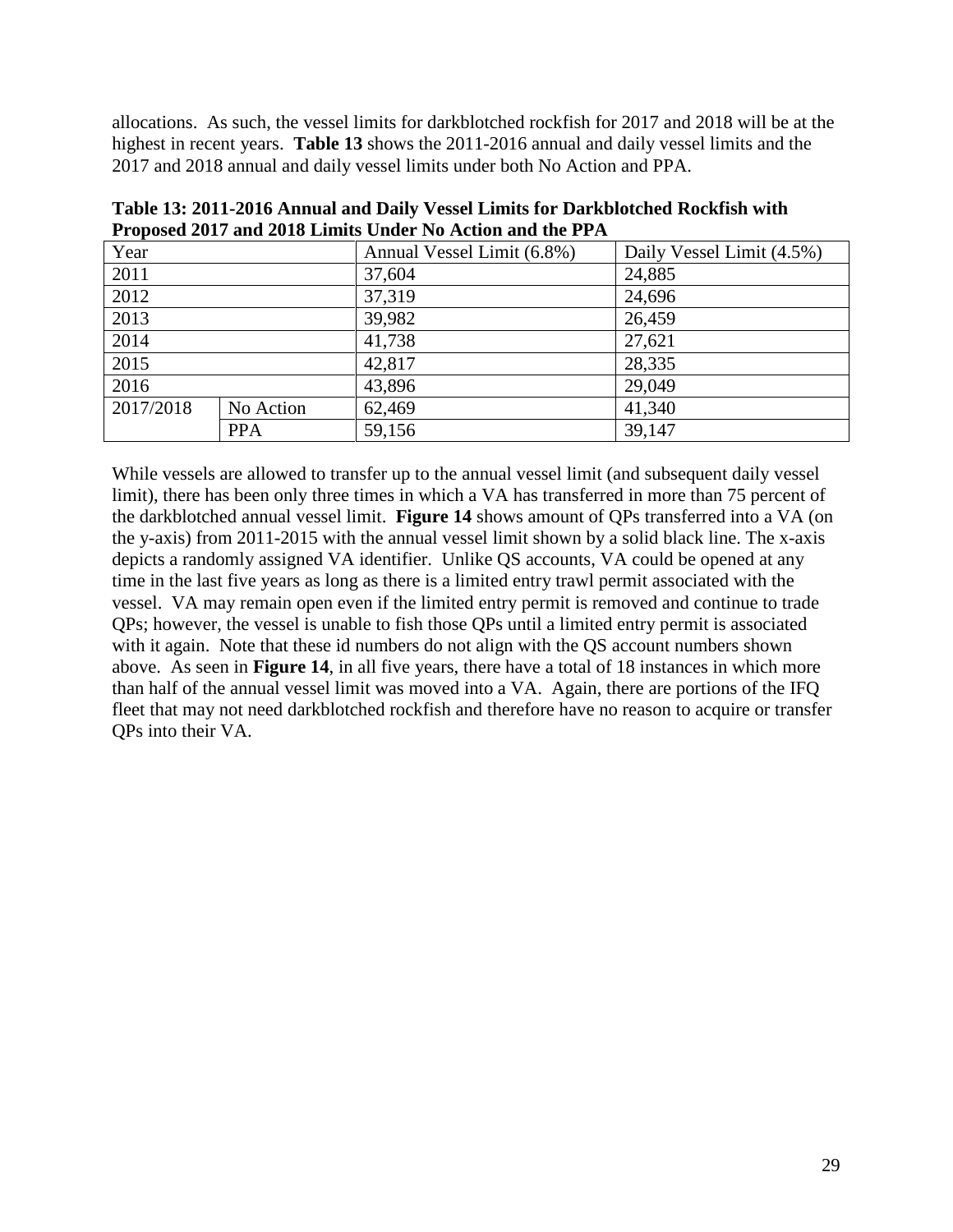allocations. As such, the vessel limits for darkblotched rockfish for 2017 and 2018 will be at the highest in recent years. **Table 13** shows the 2011-2016 annual and daily vessel limits and the 2017 and 2018 annual and daily vessel limits under both No Action and PPA.

**Table 13: 2011-2016 Annual and Daily Vessel Limits for Darkblotched Rockfish with Proposed 2017 and 2018 Limits Under No Action and the PPA**

| Year | | Annual Vessel Limit (6.8%) | Daily Vessel Limit (4.5%) |
|---|---|---|---|
| 2011 | | 37,604 | 24,885 |
| 2012 | | 37,319 | 24,696 |
| 2013 | | 39,982 | 26,459 |
| 2014 | | 41,738 | 27,621 |
| 2015 | | 42,817 | 28,335 |
| 2016 | | 43,896 | 29,049 |
| 2017/2018 | No Action | 62,469 | 41,340 |
| | PPA | 59,156 | 39,147 |

While vessels are allowed to transfer up to the annual vessel limit (and subsequent daily vessel limit), there has been only three times in which a VA has transferred in more than 75 percent of the darkblotched annual vessel limit. **Figure 14** shows amount of QPs transferred into a VA (on the y-axis) from 2011-2015 with the annual vessel limit shown by a solid black line. The x-axis depicts a randomly assigned VA identifier. Unlike QS accounts, VA could be opened at any time in the last five years as long as there is a limited entry trawl permit associated with the vessel. VA may remain open even if the limited entry permit is removed and continue to trade QPs; however, the vessel is unable to fish those QPs until a limited entry permit is associated with it again. Note that these id numbers do not align with the QS account numbers shown above. As seen in **Figure 14**, in all five years, there have a total of 18 instances in which more than half of the annual vessel limit was moved into a VA. Again, there are portions of the IFQ fleet that may not need darkblotched rockfish and therefore have no reason to acquire or transfer QPs into their VA.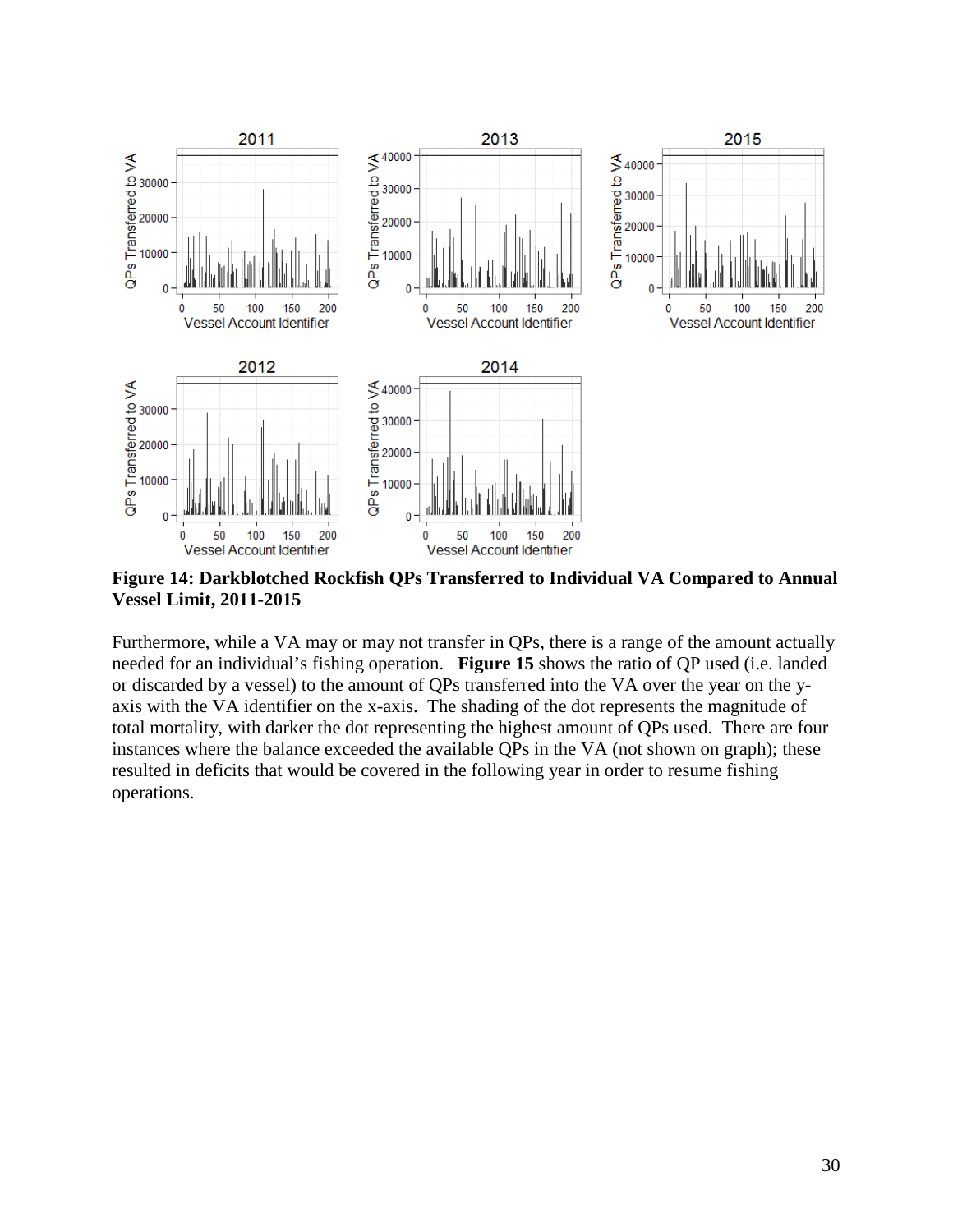**Figure 14: Darkblotched Rockfish QPs Transferred to Individual VA Compared to Annual Vessel Limit, 2011-2015**

Furthermore, while a VA may or may not transfer in QPs, there is a range of the amount actually needed for an individual's fishing operation. **Figure 15** shows the ratio of QP used (i.e. landed or discarded by a vessel) to the amount of QPs transferred into the VA over the year on the y-axis with the VA identifier on the x-axis. The shading of the dot represents the magnitude of total mortality, with darker the dot representing the highest amount of QPs used. There are four instances where the balance exceeded the available QPs in the VA (not shown on graph); these resulted in deficits that would be covered in the following year in order to resume fishing operations.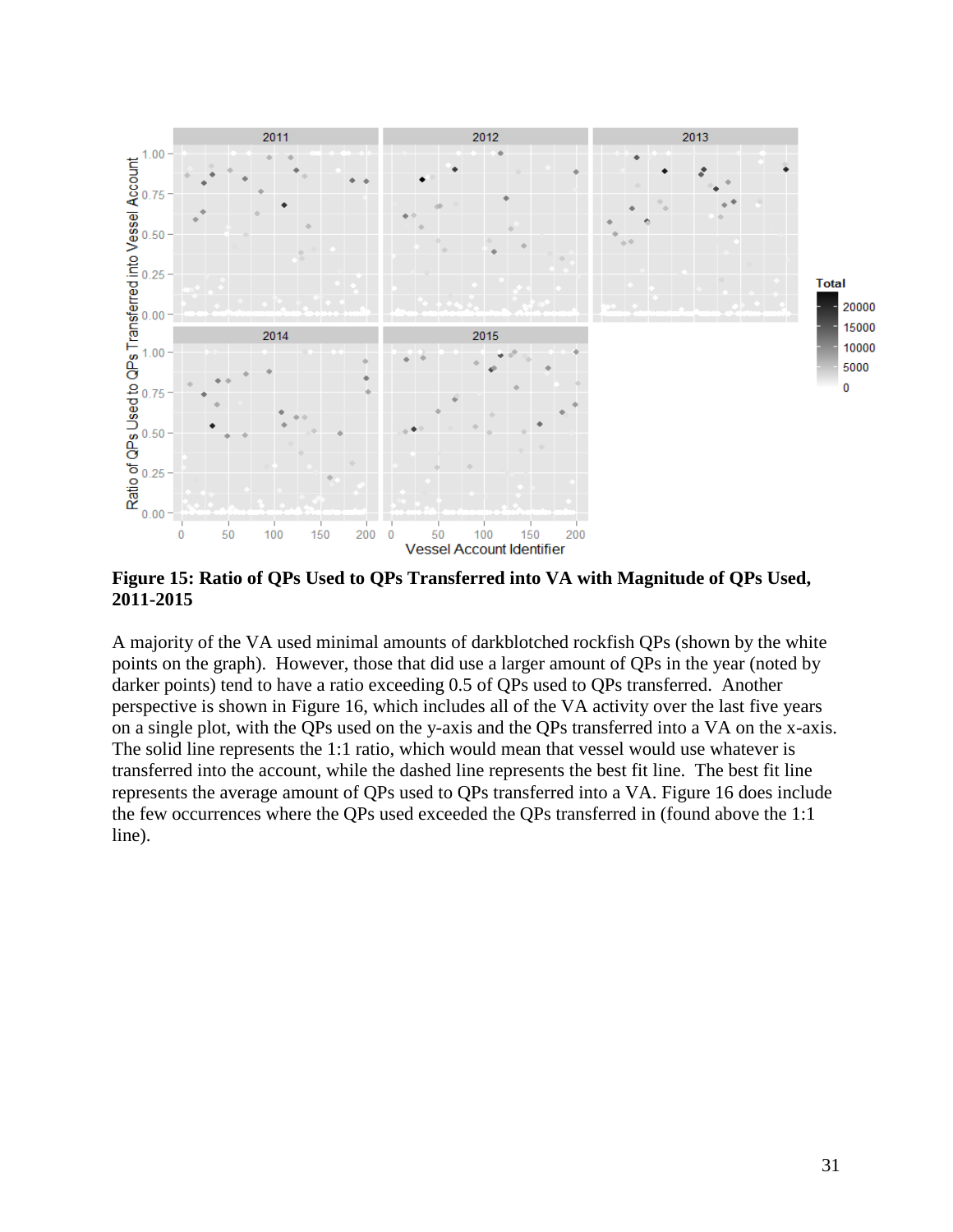**Figure 15: Ratio of QPs Used to QPs Transferred into VA with Magnitude of QPs Used, 2011-2015**

A majority of the VA used minimal amounts of darkblotched rockfish QPs (shown by the white points on the graph). However, those that did use a larger amount of QPs in the year (noted by darker points) tend to have a ratio exceeding 0.5 of QPs used to QPs transferred. Another perspective is shown in Figure 16, which includes all of the VA activity over the last five years on a single plot, with the QPs used on the y-axis and the QPs transferred into a VA on the x-axis. The solid line represents the 1:1 ratio, which would mean that vessel would use whatever is transferred into the account, while the dashed line represents the best fit line. The best fit line represents the average amount of QPs used to QPs transferred into a VA. Figure 16 does include the few occurrences where the QPs used exceeded the QPs transferred in (found above the 1:1 line).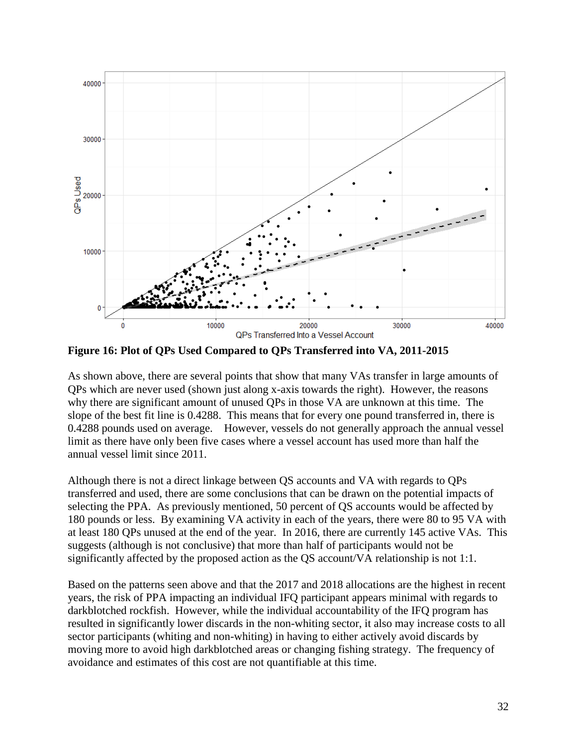**Figure 16: Plot of QPs Used Compared to QPs Transferred into VA, 2011-2015**

As shown above, there are several points that show that many VAs transfer in large amounts of QPs which are never used (shown just along x-axis towards the right). However, the reasons why there are significant amount of unused QPs in those VA are unknown at this time. The slope of the best fit line is 0.4288. This means that for every one pound transferred in, there is 0.4288 pounds used on average. However, vessels do not generally approach the annual vessel limit as there have only been five cases where a vessel account has used more than half the annual vessel limit since 2011.

Although there is not a direct linkage between QS accounts and VA with regards to QPs transferred and used, there are some conclusions that can be drawn on the potential impacts of selecting the PPA. As previously mentioned, 50 percent of QS accounts would be affected by 180 pounds or less. By examining VA activity in each of the years, there were 80 to 95 VA with at least 180 QPs unused at the end of the year. In 2016, there are currently 145 active VAs. This suggests (although is not conclusive) that more than half of participants would not be significantly affected by the proposed action as the QS account/VA relationship is not 1:1.

Based on the patterns seen above and that the 2017 and 2018 allocations are the highest in recent years, the risk of PPA impacting an individual IFQ participant appears minimal with regards to darkblotched rockfish. However, while the individual accountability of the IFQ program has resulted in significantly lower discards in the non-whiting sector, it also may increase costs to all sector participants (whiting and non-whiting) in having to either actively avoid discards by moving more to avoid high darkblotched areas or changing fishing strategy. The frequency of avoidance and estimates of this cost are not quantifiable at this time.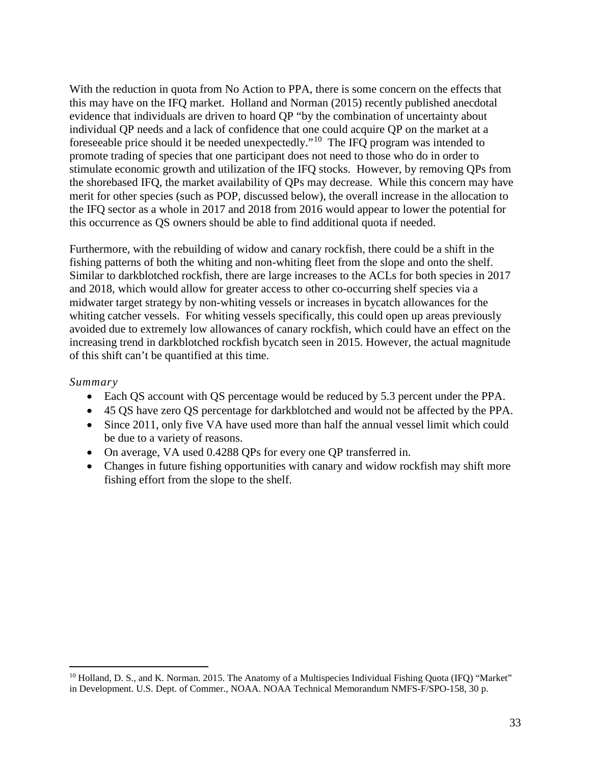With the reduction in quota from No Action to PPA, there is some concern on the effects that this may have on the IFQ market. Holland and Norman (2015) recently published anecdotal evidence that individuals are driven to hoard QP "by the combination of uncertainty about individual QP needs and a lack of confidence that one could acquire QP on the market at a foreseeable price should it be needed unexpectedly."[10] The IFQ program was intended to promote trading of species that one participant does not need to those who do in order to stimulate economic growth and utilization of the IFQ stocks. However, by removing QPs from the shorebased IFQ, the market availability of QPs may decrease. While this concern may have merit for other species (such as POP, discussed below), the overall increase in the allocation to the IFQ sector as a whole in 2017 and 2018 from 2016 would appear to lower the potential for this occurrence as QS owners should be able to find additional quota if needed.

Furthermore, with the rebuilding of widow and canary rockfish, there could be a shift in the fishing patterns of both the whiting and non-whiting fleet from the slope and onto the shelf. Similar to darkblotched rockfish, there are large increases to the ACLs for both species in 2017 and 2018, which would allow for greater access to other co-occurring shelf species via a midwater target strategy by non-whiting vessels or increases in bycatch allowances for the whiting catcher vessels. For whiting vessels specifically, this could open up areas previously avoided due to extremely low allowances of canary rockfish, which could have an effect on the increasing trend in darkblotched rockfish bycatch seen in 2015. However, the actual magnitude of this shift can't be quantified at this time.

*Summary*

- Each QS account with QS percentage would be reduced by 5.3 percent under the PPA.
- 45 QS have zero QS percentage for darkblotched and would not be affected by the PPA.
- Since 2011, only five VA have used more than half the annual vessel limit which could be due to a variety of reasons.
- On average, VA used 0.4288 QPs for every one QP transferred in.
- Changes in future fishing opportunities with canary and widow rockfish may shift more fishing effort from the slope to the shelf.

---

[10] Holland, D. S., and K. Norman. 2015. The Anatomy of a Multispecies Individual Fishing Quota (IFQ) "Market" in Development. U.S. Dept. of Commer., NOAA. NOAA Technical Memorandum NMFS-F/SPO-158, 30 p.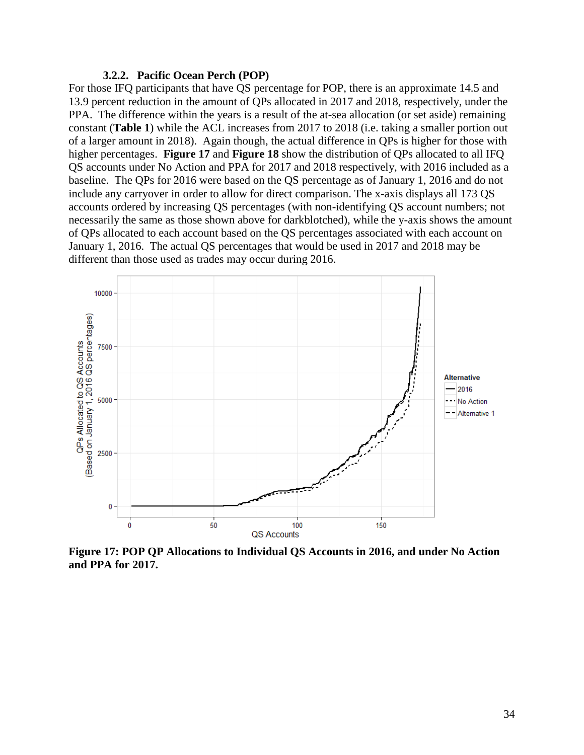### 3.2.2. Pacific Ocean Perch (POP)

For those IFQ participants that have QS percentage for POP, there is an approximate 14.5 and 13.9 percent reduction in the amount of QPs allocated in 2017 and 2018, respectively, under the PPA. The difference within the years is a result of the at-sea allocation (or set aside) remaining constant (**Table 1**) while the ACL increases from 2017 to 2018 (i.e. taking a smaller portion out of a larger amount in 2018). Again though, the actual difference in QPs is higher for those with higher percentages. **Figure 17** and **Figure 18** show the distribution of QPs allocated to all IFQ QS accounts under No Action and PPA for 2017 and 2018 respectively, with 2016 included as a baseline. The QPs for 2016 were based on the QS percentage as of January 1, 2016 and do not include any carryover in order to allow for direct comparison. The x-axis displays all 173 QS accounts ordered by increasing QS percentages (with non-identifying QS account numbers; not necessarily the same as those shown above for darkblotched), while the y-axis shows the amount of QPs allocated to each account based on the QS percentages associated with each account on January 1, 2016. The actual QS percentages that would be used in 2017 and 2018 may be different than those used as trades may occur during 2016.

**Figure 17: POP QP Allocations to Individual QS Accounts in 2016, and under No Action and PPA for 2017.**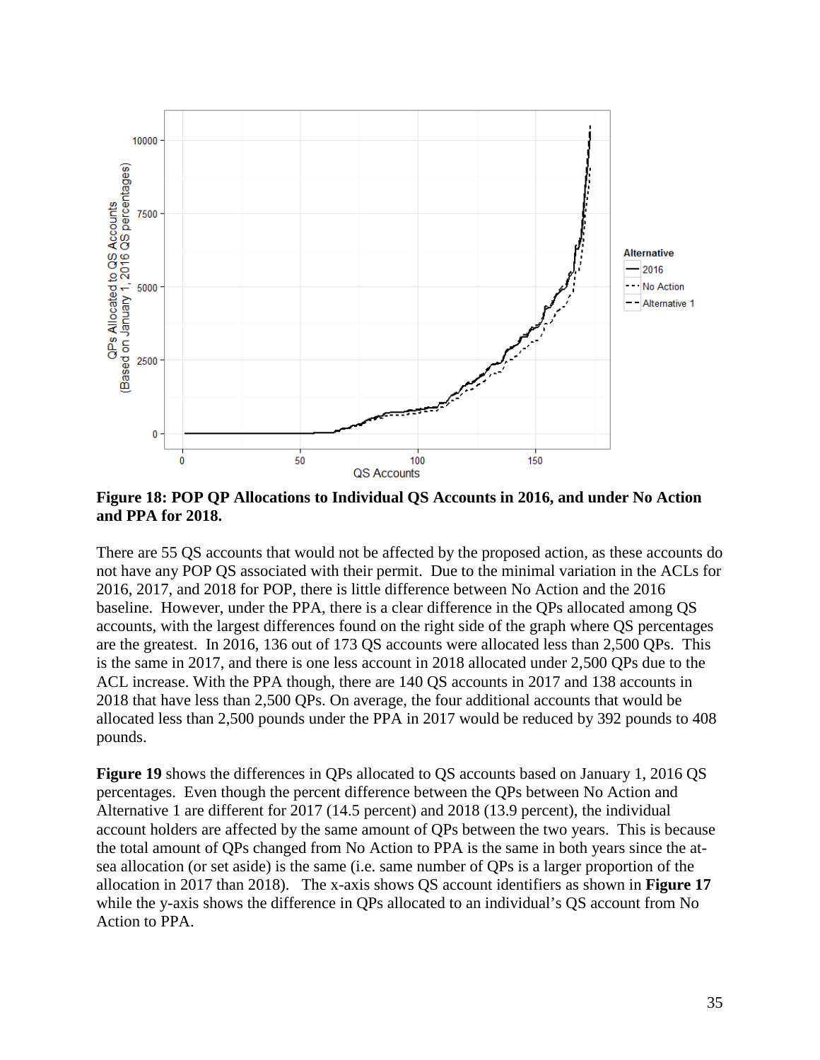**Figure 18: POP QP Allocations to Individual QS Accounts in 2016, and under No Action and PPA for 2018.**

There are 55 QS accounts that would not be affected by the proposed action, as these accounts do not have any POP QS associated with their permit. Due to the minimal variation in the ACLs for 2016, 2017, and 2018 for POP, there is little difference between No Action and the 2016 baseline. However, under the PPA, there is a clear difference in the QPs allocated among QS accounts, with the largest differences found on the right side of the graph where QS percentages are the greatest. In 2016, 136 out of 173 QS accounts were allocated less than 2,500 QPs. This is the same in 2017, and there is one less account in 2018 allocated under 2,500 QPs due to the ACL increase. With the PPA though, there are 140 QS accounts in 2017 and 138 accounts in 2018 that have less than 2,500 QPs. On average, the four additional accounts that would be allocated less than 2,500 pounds under the PPA in 2017 would be reduced by 392 pounds to 408 pounds.

**Figure 19** shows the differences in QPs allocated to QS accounts based on January 1, 2016 QS percentages. Even though the percent difference between the QPs between No Action and Alternative 1 are different for 2017 (14.5 percent) and 2018 (13.9 percent), the individual account holders are affected by the same amount of QPs between the two years. This is because the total amount of QPs changed from No Action to PPA is the same in both years since the at-sea allocation (or set aside) is the same (i.e. same number of QPs is a larger proportion of the allocation in 2017 than 2018). The x-axis shows QS account identifiers as shown in **Figure 17** while the y-axis shows the difference in QPs allocated to an individual's QS account from No Action to PPA.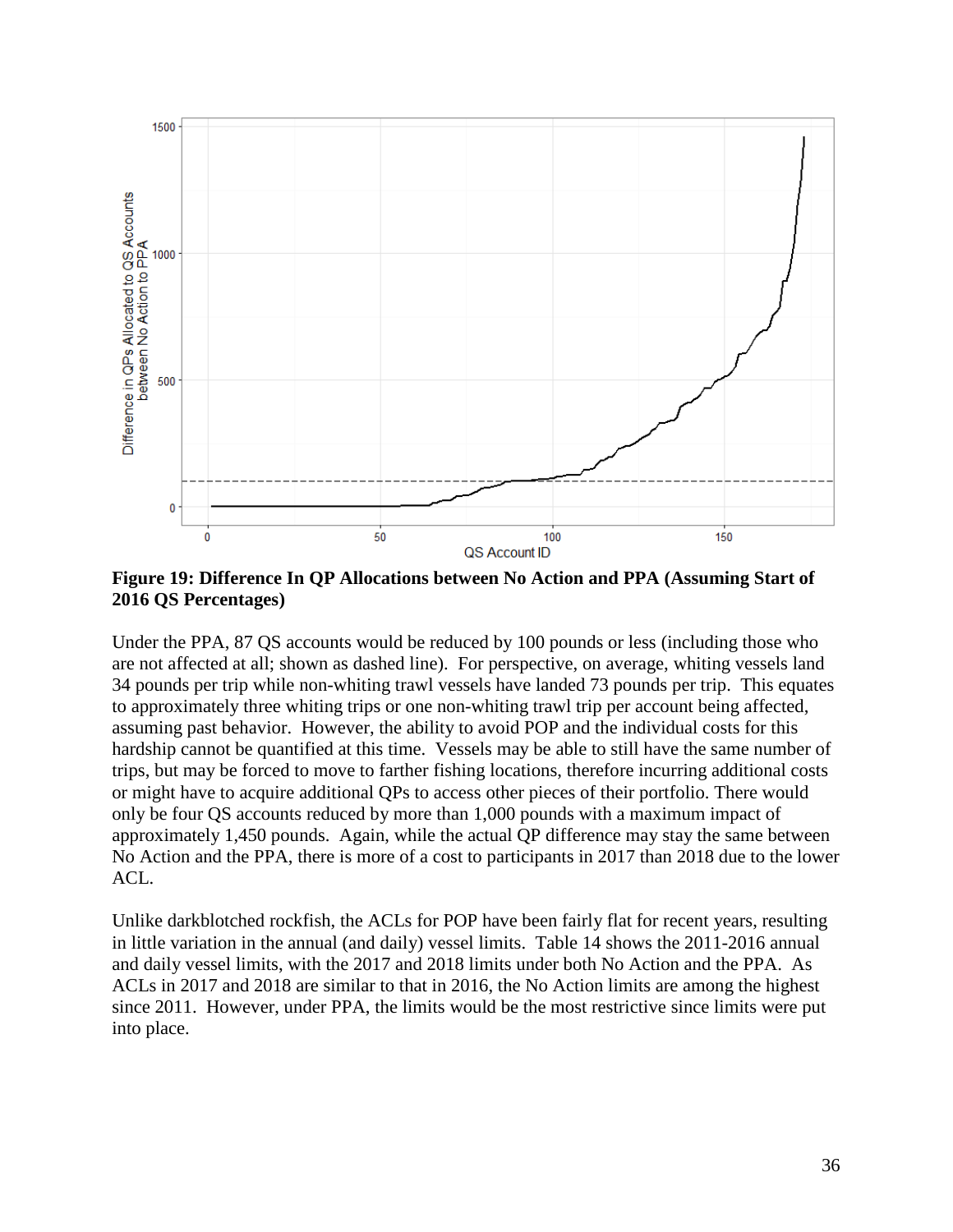**Figure 19: Difference In QP Allocations between No Action and PPA (Assuming Start of 2016 QS Percentages)**

Under the PPA, 87 QS accounts would be reduced by 100 pounds or less (including those who are not affected at all; shown as dashed line). For perspective, on average, whiting vessels land 34 pounds per trip while non-whiting trawl vessels have landed 73 pounds per trip. This equates to approximately three whiting trips or one non-whiting trawl trip per account being affected, assuming past behavior. However, the ability to avoid POP and the individual costs for this hardship cannot be quantified at this time. Vessels may be able to still have the same number of trips, but may be forced to move to farther fishing locations, therefore incurring additional costs or might have to acquire additional QPs to access other pieces of their portfolio. There would only be four QS accounts reduced by more than 1,000 pounds with a maximum impact of approximately 1,450 pounds. Again, while the actual QP difference may stay the same between No Action and the PPA, there is more of a cost to participants in 2017 than 2018 due to the lower ACL.

Unlike darkblotched rockfish, the ACLs for POP have been fairly flat for recent years, resulting in little variation in the annual (and daily) vessel limits. Table 14 shows the 2011-2016 annual and daily vessel limits, with the 2017 and 2018 limits under both No Action and the PPA. As ACLs in 2017 and 2018 are similar to that in 2016, the No Action limits are among the highest since 2011. However, under PPA, the limits would be the most restrictive since limits were put into place.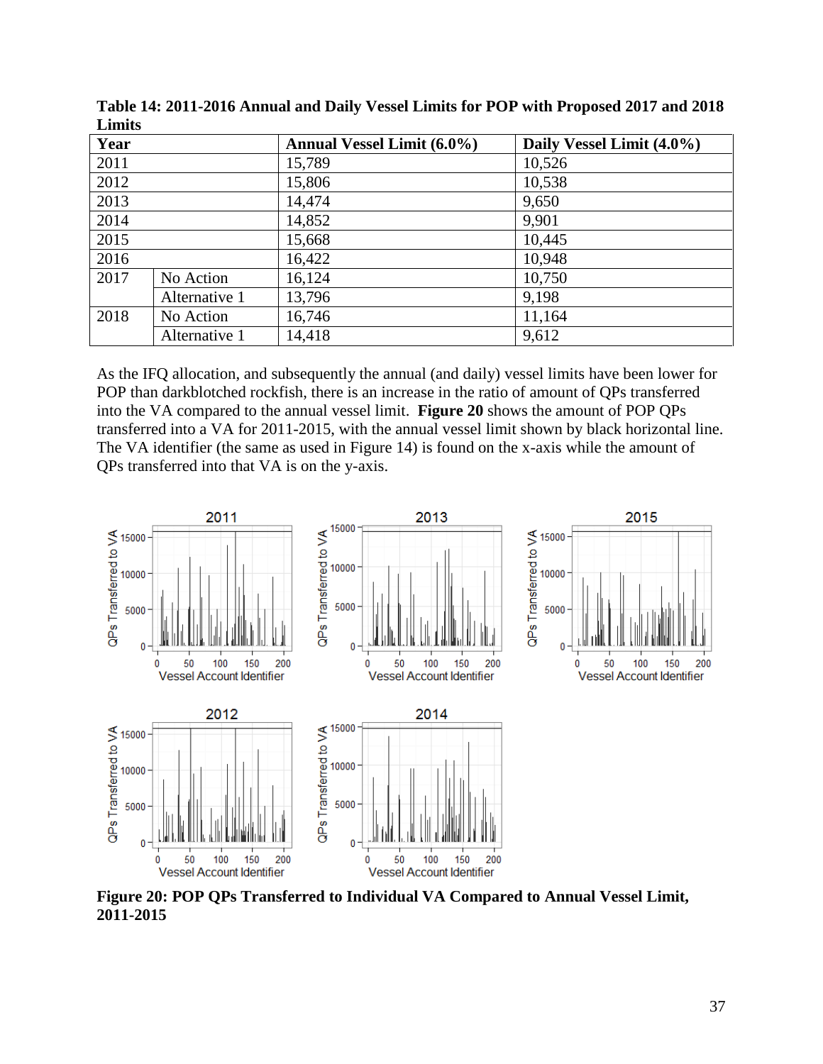**Table 14: 2011-2016 Annual and Daily Vessel Limits for POP with Proposed 2017 and 2018 Limits**

| Year | | Annual Vessel Limit (6.0%) | Daily Vessel Limit (4.0%) |
|---|---|---|---|
| 2011 | | 15,789 | 10,526 |
| 2012 | | 15,806 | 10,538 |
| 2013 | | 14,474 | 9,650 |
| 2014 | | 14,852 | 9,901 |
| 2015 | | 15,668 | 10,445 |
| 2016 | | 16,422 | 10,948 |
| 2017 | No Action | 16,124 | 10,750 |
| | Alternative 1 | 13,796 | 9,198 |
| 2018 | No Action | 16,746 | 11,164 |
| | Alternative 1 | 14,418 | 9,612 |

As the IFQ allocation, and subsequently the annual (and daily) vessel limits have been lower for POP than darkblotched rockfish, there is an increase in the ratio of amount of QPs transferred into the VA compared to the annual vessel limit. **Figure 20** shows the amount of POP QPs transferred into a VA for 2011-2015, with the annual vessel limit shown by black horizontal line. The VA identifier (the same as used in Figure 14) is found on the x-axis while the amount of QPs transferred into that VA is on the y-axis.

**Figure 20: POP QPs Transferred to Individual VA Compared to Annual Vessel Limit, 2011-2015**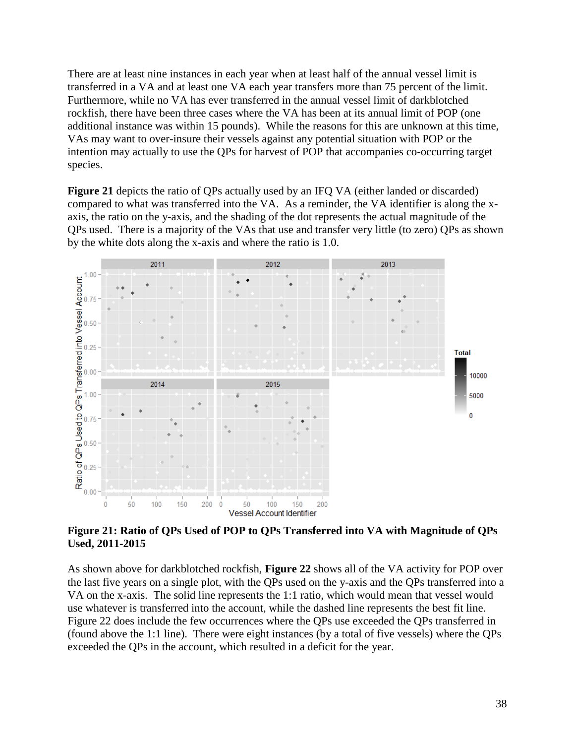There are at least nine instances in each year when at least half of the annual vessel limit is transferred in a VA and at least one VA each year transfers more than 75 percent of the limit. Furthermore, while no VA has ever transferred in the annual vessel limit of darkblotched rockfish, there have been three cases where the VA has been at its annual limit of POP (one additional instance was within 15 pounds). While the reasons for this are unknown at this time, VAs may want to over-insure their vessels against any potential situation with POP or the intention may actually to use the QPs for harvest of POP that accompanies co-occurring target species.

**Figure 21** depicts the ratio of QPs actually used by an IFQ VA (either landed or discarded) compared to what was transferred into the VA. As a reminder, the VA identifier is along the x-axis, the ratio on the y-axis, and the shading of the dot represents the actual magnitude of the QPs used. There is a majority of the VAs that use and transfer very little (to zero) QPs as shown by the white dots along the x-axis and where the ratio is 1.0.

**Figure 21: Ratio of QPs Used of POP to QPs Transferred into VA with Magnitude of QPs Used, 2011-2015**

As shown above for darkblotched rockfish, **Figure 22** shows all of the VA activity for POP over the last five years on a single plot, with the QPs used on the y-axis and the QPs transferred into a VA on the x-axis. The solid line represents the 1:1 ratio, which would mean that vessel would use whatever is transferred into the account, while the dashed line represents the best fit line. Figure 22 does include the few occurrences where the QPs use exceeded the QPs transferred in (found above the 1:1 line). There were eight instances (by a total of five vessels) where the QPs exceeded the QPs in the account, which resulted in a deficit for the year.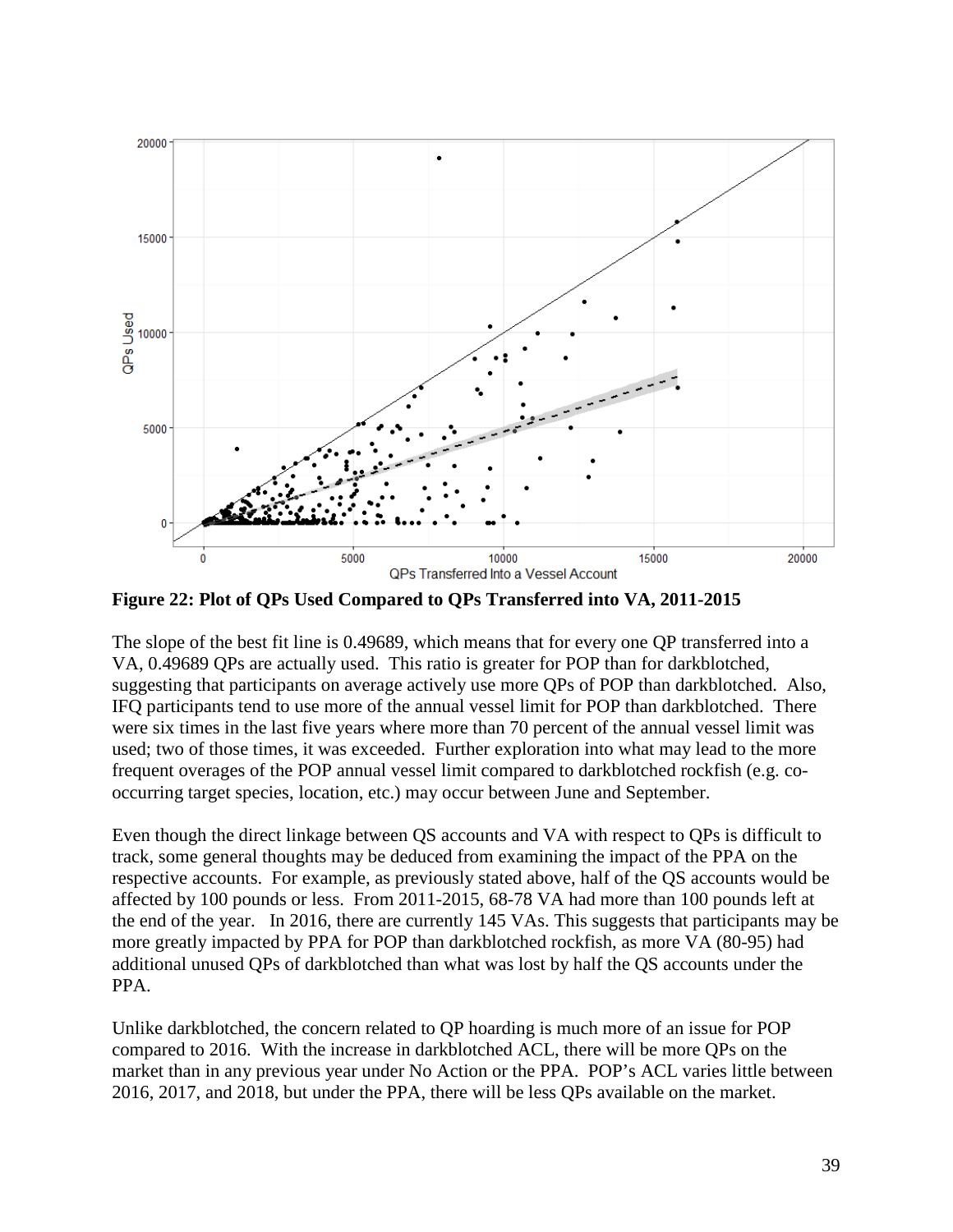**Figure 22: Plot of QPs Used Compared to QPs Transferred into VA, 2011-2015**

The slope of the best fit line is 0.49689, which means that for every one QP transferred into a VA, 0.49689 QPs are actually used. This ratio is greater for POP than for darkblotched, suggesting that participants on average actively use more QPs of POP than darkblotched. Also, IFQ participants tend to use more of the annual vessel limit for POP than darkblotched. There were six times in the last five years where more than 70 percent of the annual vessel limit was used; two of those times, it was exceeded. Further exploration into what may lead to the more frequent overages of the POP annual vessel limit compared to darkblotched rockfish (e.g. co-occurring target species, location, etc.) may occur between June and September.

Even though the direct linkage between QS accounts and VA with respect to QPs is difficult to track, some general thoughts may be deduced from examining the impact of the PPA on the respective accounts. For example, as previously stated above, half of the QS accounts would be affected by 100 pounds or less. From 2011-2015, 68-78 VA had more than 100 pounds left at the end of the year. In 2016, there are currently 145 VAs. This suggests that participants may be more greatly impacted by PPA for POP than darkblotched rockfish, as more VA (80-95) had additional unused QPs of darkblotched than what was lost by half the QS accounts under the PPA.

Unlike darkblotched, the concern related to QP hoarding is much more of an issue for POP compared to 2016. With the increase in darkblotched ACL, there will be more QPs on the market than in any previous year under No Action or the PPA. POP's ACL varies little between 2016, 2017, and 2018, but under the PPA, there will be less QPs available on the market.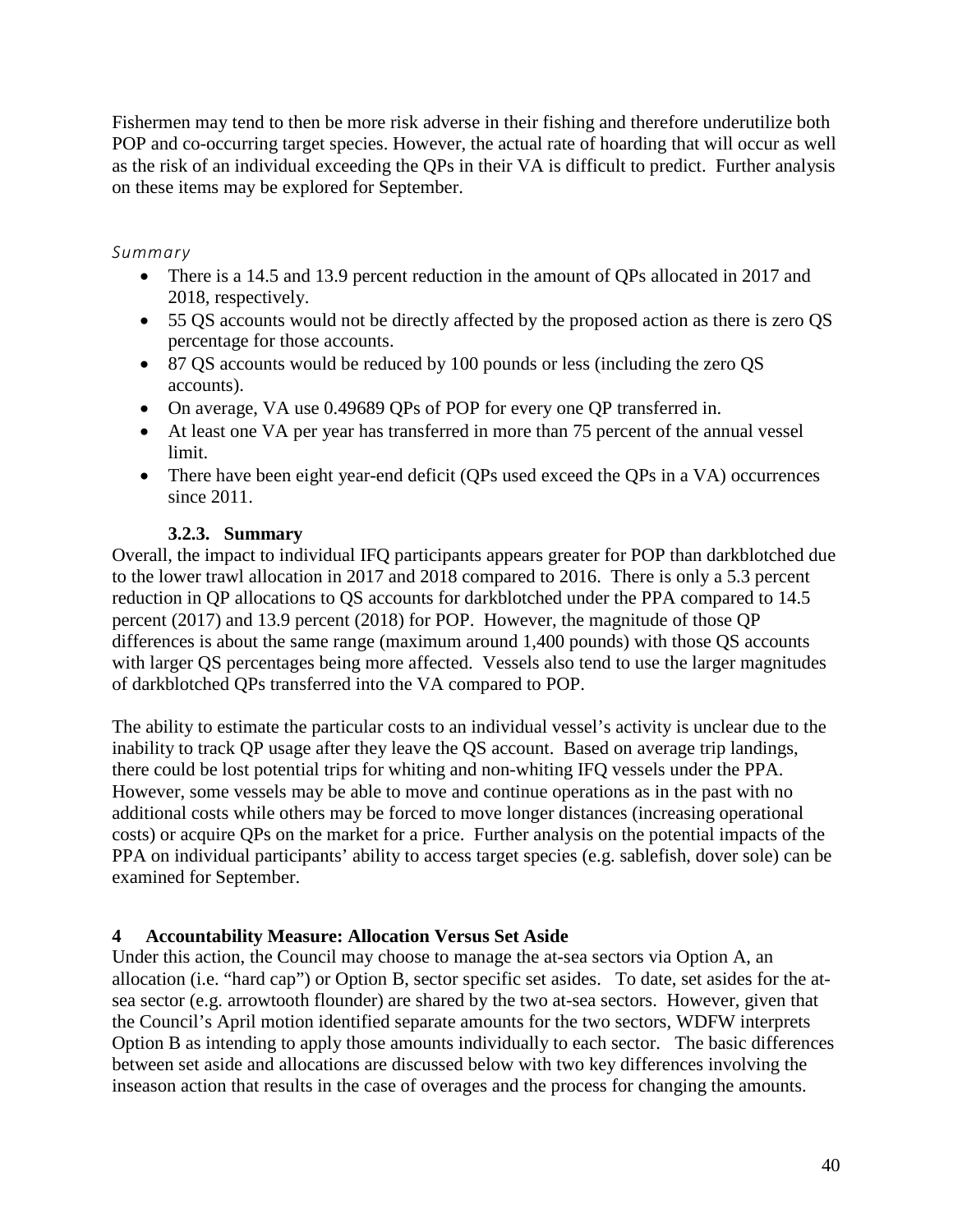Fishermen may tend to then be more risk adverse in their fishing and therefore underutilize both POP and co-occurring target species. However, the actual rate of hoarding that will occur as well as the risk of an individual exceeding the QPs in their VA is difficult to predict. Further analysis on these items may be explored for September.

*Summary*

- There is a 14.5 and 13.9 percent reduction in the amount of QPs allocated in 2017 and 2018, respectively.
- 55 QS accounts would not be directly affected by the proposed action as there is zero QS percentage for those accounts.
- 87 QS accounts would be reduced by 100 pounds or less (including the zero QS accounts).
- On average, VA use 0.49689 QPs of POP for every one QP transferred in.
- At least one VA per year has transferred in more than 75 percent of the annual vessel limit.
- There have been eight year-end deficit (QPs used exceed the QPs in a VA) occurrences since 2011.

### 3.2.3. Summary

Overall, the impact to individual IFQ participants appears greater for POP than darkblotched due to the lower trawl allocation in 2017 and 2018 compared to 2016. There is only a 5.3 percent reduction in QP allocations to QS accounts for darkblotched under the PPA compared to 14.5 percent (2017) and 13.9 percent (2018) for POP. However, the magnitude of those QP differences is about the same range (maximum around 1,400 pounds) with those QS accounts with larger QS percentages being more affected. Vessels also tend to use the larger magnitudes of darkblotched QPs transferred into the VA compared to POP.

The ability to estimate the particular costs to an individual vessel's activity is unclear due to the inability to track QP usage after they leave the QS account. Based on average trip landings, there could be lost potential trips for whiting and non-whiting IFQ vessels under the PPA. However, some vessels may be able to move and continue operations as in the past with no additional costs while others may be forced to move longer distances (increasing operational costs) or acquire QPs on the market for a price. Further analysis on the potential impacts of the PPA on individual participants' ability to access target species (e.g. sablefish, dover sole) can be examined for September.

## 4 Accountability Measure: Allocation Versus Set Aside

Under this action, the Council may choose to manage the at-sea sectors via Option A, an allocation (i.e. "hard cap") or Option B, sector specific set asides. To date, set asides for the at-sea sector (e.g. arrowtooth flounder) are shared by the two at-sea sectors. However, given that the Council's April motion identified separate amounts for the two sectors, WDFW interprets Option B as intending to apply those amounts individually to each sector. The basic differences between set aside and allocations are discussed below with two key differences involving the inseason action that results in the case of overages and the process for changing the amounts.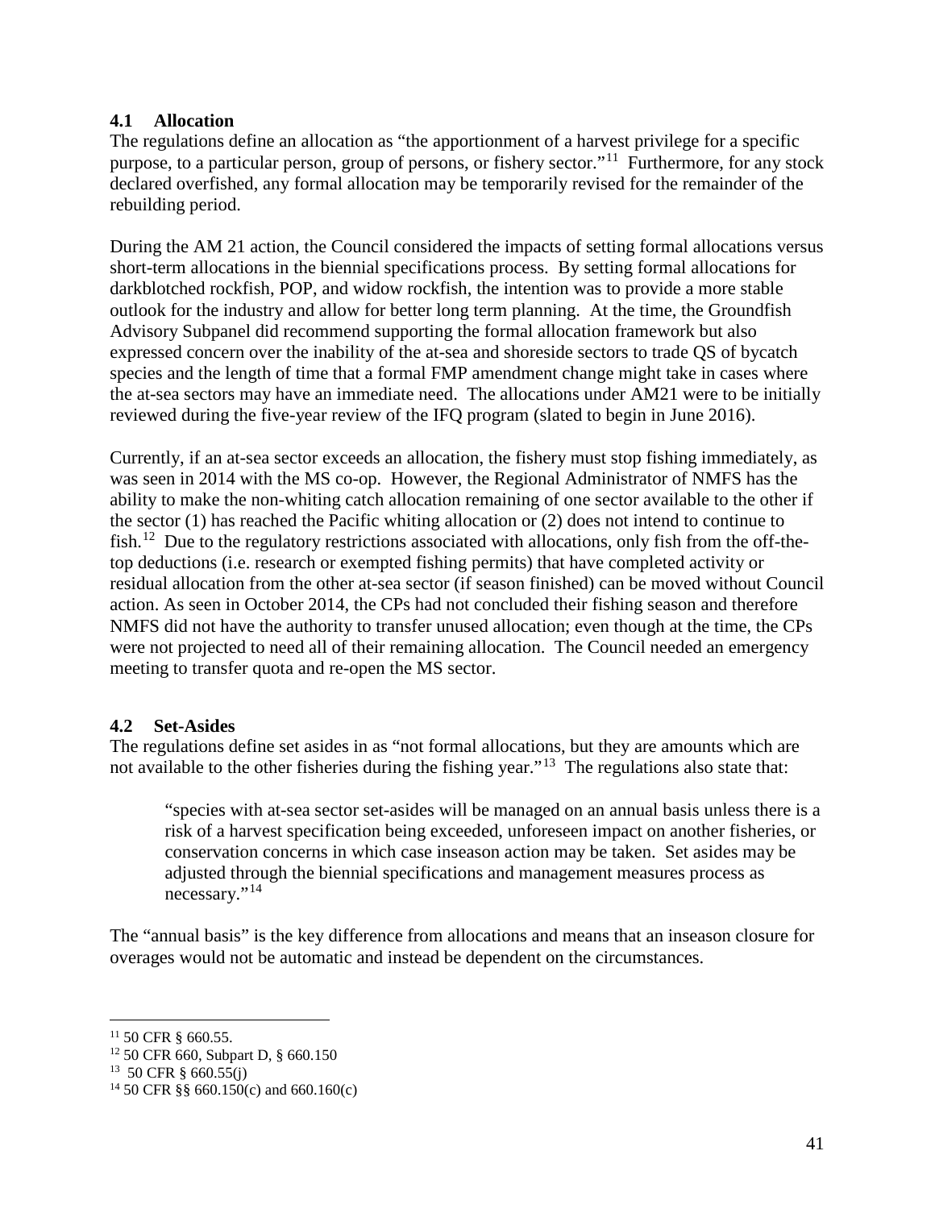### 4.1 Allocation

The regulations define an allocation as "the apportionment of a harvest privilege for a specific purpose, to a particular person, group of persons, or fishery sector."[11] Furthermore, for any stock declared overfished, any formal allocation may be temporarily revised for the remainder of the rebuilding period.

During the AM 21 action, the Council considered the impacts of setting formal allocations versus short-term allocations in the biennial specifications process. By setting formal allocations for darkblotched rockfish, POP, and widow rockfish, the intention was to provide a more stable outlook for the industry and allow for better long term planning. At the time, the Groundfish Advisory Subpanel did recommend supporting the formal allocation framework but also expressed concern over the inability of the at-sea and shoreside sectors to trade QS of bycatch species and the length of time that a formal FMP amendment change might take in cases where the at-sea sectors may have an immediate need. The allocations under AM21 were to be initially reviewed during the five-year review of the IFQ program (slated to begin in June 2016).

Currently, if an at-sea sector exceeds an allocation, the fishery must stop fishing immediately, as was seen in 2014 with the MS co-op. However, the Regional Administrator of NMFS has the ability to make the non-whiting catch allocation remaining of one sector available to the other if the sector (1) has reached the Pacific whiting allocation or (2) does not intend to continue to fish.[12] Due to the regulatory restrictions associated with allocations, only fish from the off-the-top deductions (i.e. research or exempted fishing permits) that have completed activity or residual allocation from the other at-sea sector (if season finished) can be moved without Council action. As seen in October 2014, the CPs had not concluded their fishing season and therefore NMFS did not have the authority to transfer unused allocation; even though at the time, the CPs were not projected to need all of their remaining allocation. The Council needed an emergency meeting to transfer quota and re-open the MS sector.

### 4.2 Set-Asides

The regulations define set asides in as "not formal allocations, but they are amounts which are not available to the other fisheries during the fishing year."[13] The regulations also state that:

> "species with at-sea sector set-asides will be managed on an annual basis unless there is a risk of a harvest specification being exceeded, unforeseen impact on another fisheries, or conservation concerns in which case inseason action may be taken. Set asides may be adjusted through the biennial specifications and management measures process as necessary."[14]

The "annual basis" is the key difference from allocations and means that an inseason closure for overages would not be automatic and instead be dependent on the circumstances.

---

[11] 50 CFR § 660.55.

[12] 50 CFR 660, Subpart D, § 660.150

[13] 50 CFR § 660.55(j)

[14] 50 CFR §§ 660.150(c) and 660.160(c)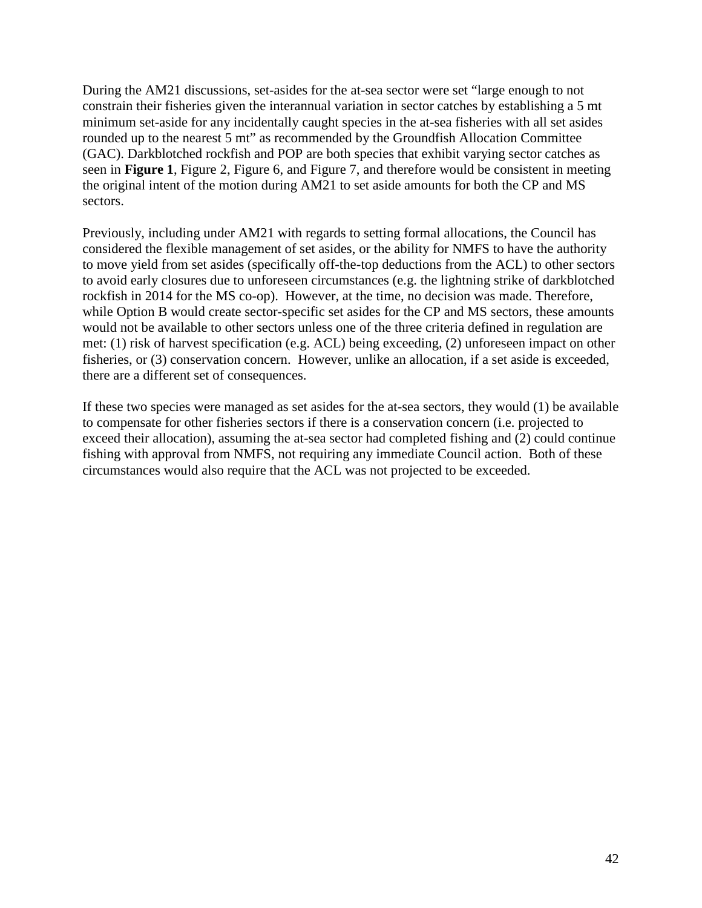During the AM21 discussions, set-asides for the at-sea sector were set "large enough to not constrain their fisheries given the interannual variation in sector catches by establishing a 5 mt minimum set-aside for any incidentally caught species in the at-sea fisheries with all set asides rounded up to the nearest 5 mt" as recommended by the Groundfish Allocation Committee (GAC). Darkblotched rockfish and POP are both species that exhibit varying sector catches as seen in **Figure 1**, Figure 2, Figure 6, and Figure 7, and therefore would be consistent in meeting the original intent of the motion during AM21 to set aside amounts for both the CP and MS sectors.

Previously, including under AM21 with regards to setting formal allocations, the Council has considered the flexible management of set asides, or the ability for NMFS to have the authority to move yield from set asides (specifically off-the-top deductions from the ACL) to other sectors to avoid early closures due to unforeseen circumstances (e.g. the lightning strike of darkblotched rockfish in 2014 for the MS co-op). However, at the time, no decision was made. Therefore, while Option B would create sector-specific set asides for the CP and MS sectors, these amounts would not be available to other sectors unless one of the three criteria defined in regulation are met: (1) risk of harvest specification (e.g. ACL) being exceeding, (2) unforeseen impact on other fisheries, or (3) conservation concern. However, unlike an allocation, if a set aside is exceeded, there are a different set of consequences.

If these two species were managed as set asides for the at-sea sectors, they would (1) be available to compensate for other fisheries sectors if there is a conservation concern (i.e. projected to exceed their allocation), assuming the at-sea sector had completed fishing and (2) could continue fishing with approval from NMFS, not requiring any immediate Council action. Both of these circumstances would also require that the ACL was not projected to be exceeded.